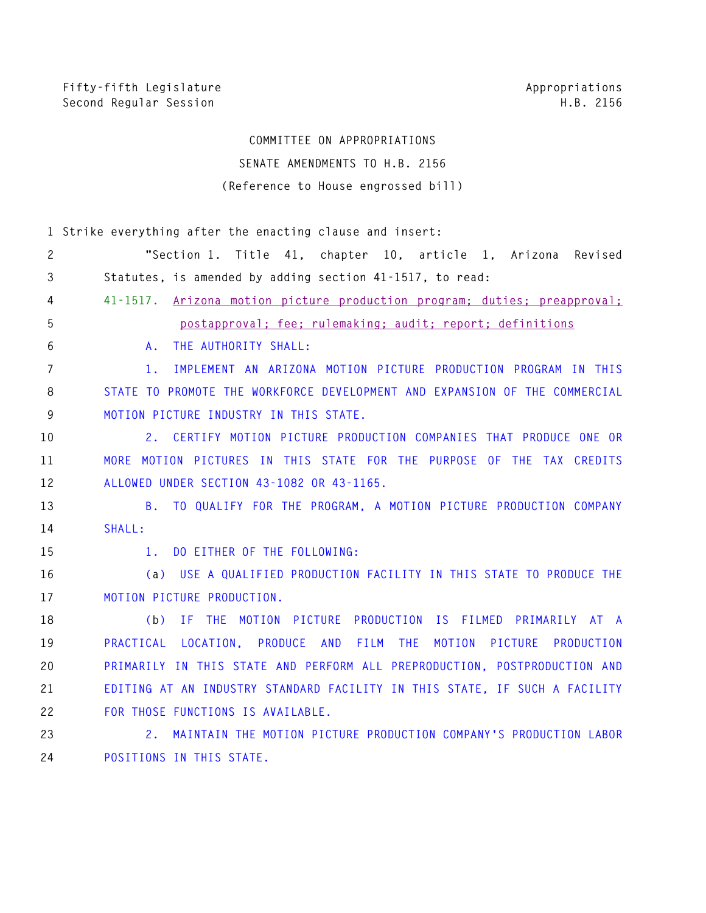Fifty-fifth Legislature
Second Regular Session

Appropriations
H.B. 2156

COMMITTEE ON APPROPRIATIONS

SENATE AMENDMENTS TO H.B. 2156

(Reference to House engrossed bill)

1 Strike everything after the enacting clause and insert:

2 "Section 1. Title 41, chapter 10, article 1, Arizona Revised
3 Statutes, is amended by adding section 41-1517, to read:

4 41-1517. Arizona motion picture production program; duties; preapproval;
5 postapproval; fee; rulemaking; audit; report; definitions

6 A. THE AUTHORITY SHALL:

7 1. IMPLEMENT AN ARIZONA MOTION PICTURE PRODUCTION PROGRAM IN THIS
8 STATE TO PROMOTE THE WORKFORCE DEVELOPMENT AND EXPANSION OF THE COMMERCIAL
9 MOTION PICTURE INDUSTRY IN THIS STATE.

10 2. CERTIFY MOTION PICTURE PRODUCTION COMPANIES THAT PRODUCE ONE OR
11 MORE MOTION PICTURES IN THIS STATE FOR THE PURPOSE OF THE TAX CREDITS
12 ALLOWED UNDER SECTION 43-1082 OR 43-1165.

13 B. TO QUALIFY FOR THE PROGRAM, A MOTION PICTURE PRODUCTION COMPANY
14 SHALL:

15 1. DO EITHER OF THE FOLLOWING:

16 (a) USE A QUALIFIED PRODUCTION FACILITY IN THIS STATE TO PRODUCE THE
17 MOTION PICTURE PRODUCTION.

18 (b) IF THE MOTION PICTURE PRODUCTION IS FILMED PRIMARILY AT A
19 PRACTICAL LOCATION, PRODUCE AND FILM THE MOTION PICTURE PRODUCTION
20 PRIMARILY IN THIS STATE AND PERFORM ALL PREPRODUCTION, POSTPRODUCTION AND
21 EDITING AT AN INDUSTRY STANDARD FACILITY IN THIS STATE, IF SUCH A FACILITY
22 FOR THOSE FUNCTIONS IS AVAILABLE.

23 2. MAINTAIN THE MOTION PICTURE PRODUCTION COMPANY'S PRODUCTION LABOR
24 POSITIONS IN THIS STATE.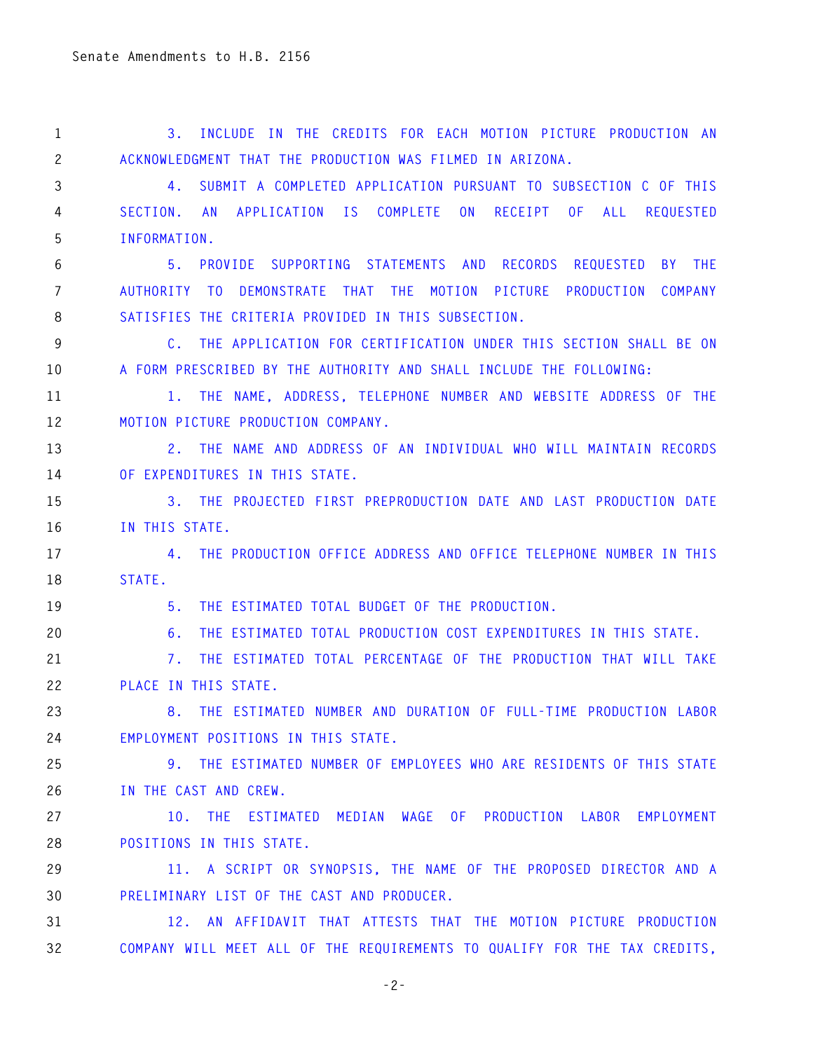3. INCLUDE IN THE CREDITS FOR EACH MOTION PICTURE PRODUCTION AN ACKNOWLEDGMENT THAT THE PRODUCTION WAS FILMED IN ARIZONA.

4. SUBMIT A COMPLETED APPLICATION PURSUANT TO SUBSECTION C OF THIS SECTION. AN APPLICATION IS COMPLETE ON RECEIPT OF ALL REQUESTED INFORMATION.

5. PROVIDE SUPPORTING STATEMENTS AND RECORDS REQUESTED BY THE AUTHORITY TO DEMONSTRATE THAT THE MOTION PICTURE PRODUCTION COMPANY SATISFIES THE CRITERIA PROVIDED IN THIS SUBSECTION.

C. THE APPLICATION FOR CERTIFICATION UNDER THIS SECTION SHALL BE ON A FORM PRESCRIBED BY THE AUTHORITY AND SHALL INCLUDE THE FOLLOWING:

1. THE NAME, ADDRESS, TELEPHONE NUMBER AND WEBSITE ADDRESS OF THE MOTION PICTURE PRODUCTION COMPANY.

2. THE NAME AND ADDRESS OF AN INDIVIDUAL WHO WILL MAINTAIN RECORDS OF EXPENDITURES IN THIS STATE.

3. THE PROJECTED FIRST PREPRODUCTION DATE AND LAST PRODUCTION DATE IN THIS STATE.

4. THE PRODUCTION OFFICE ADDRESS AND OFFICE TELEPHONE NUMBER IN THIS STATE.

5. THE ESTIMATED TOTAL BUDGET OF THE PRODUCTION.

6. THE ESTIMATED TOTAL PRODUCTION COST EXPENDITURES IN THIS STATE.

7. THE ESTIMATED TOTAL PERCENTAGE OF THE PRODUCTION THAT WILL TAKE PLACE IN THIS STATE.

8. THE ESTIMATED NUMBER AND DURATION OF FULL-TIME PRODUCTION LABOR EMPLOYMENT POSITIONS IN THIS STATE.

9. THE ESTIMATED NUMBER OF EMPLOYEES WHO ARE RESIDENTS OF THIS STATE IN THE CAST AND CREW.

10. THE ESTIMATED MEDIAN WAGE OF PRODUCTION LABOR EMPLOYMENT POSITIONS IN THIS STATE.

11. A SCRIPT OR SYNOPSIS, THE NAME OF THE PROPOSED DIRECTOR AND A PRELIMINARY LIST OF THE CAST AND PRODUCER.

12. AN AFFIDAVIT THAT ATTESTS THAT THE MOTION PICTURE PRODUCTION COMPANY WILL MEET ALL OF THE REQUIREMENTS TO QUALIFY FOR THE TAX CREDITS,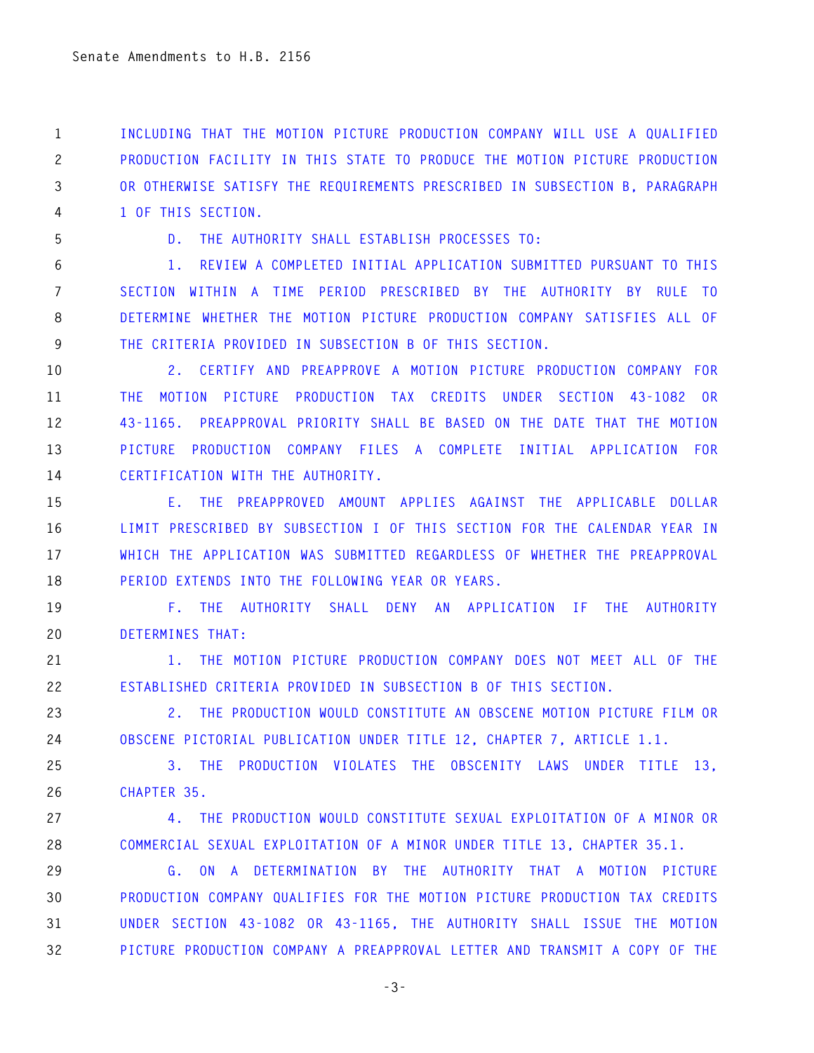INCLUDING THAT THE MOTION PICTURE PRODUCTION COMPANY WILL USE A QUALIFIED PRODUCTION FACILITY IN THIS STATE TO PRODUCE THE MOTION PICTURE PRODUCTION OR OTHERWISE SATISFY THE REQUIREMENTS PRESCRIBED IN SUBSECTION B, PARAGRAPH 1 OF THIS SECTION.

D. THE AUTHORITY SHALL ESTABLISH PROCESSES TO:

1. REVIEW A COMPLETED INITIAL APPLICATION SUBMITTED PURSUANT TO THIS SECTION WITHIN A TIME PERIOD PRESCRIBED BY THE AUTHORITY BY RULE TO DETERMINE WHETHER THE MOTION PICTURE PRODUCTION COMPANY SATISFIES ALL OF THE CRITERIA PROVIDED IN SUBSECTION B OF THIS SECTION.

2. CERTIFY AND PREAPPROVE A MOTION PICTURE PRODUCTION COMPANY FOR THE MOTION PICTURE PRODUCTION TAX CREDITS UNDER SECTION 43-1082 OR 43-1165. PREAPPROVAL PRIORITY SHALL BE BASED ON THE DATE THAT THE MOTION PICTURE PRODUCTION COMPANY FILES A COMPLETE INITIAL APPLICATION FOR CERTIFICATION WITH THE AUTHORITY.

E. THE PREAPPROVED AMOUNT APPLIES AGAINST THE APPLICABLE DOLLAR LIMIT PRESCRIBED BY SUBSECTION I OF THIS SECTION FOR THE CALENDAR YEAR IN WHICH THE APPLICATION WAS SUBMITTED REGARDLESS OF WHETHER THE PREAPPROVAL PERIOD EXTENDS INTO THE FOLLOWING YEAR OR YEARS.

F. THE AUTHORITY SHALL DENY AN APPLICATION IF THE AUTHORITY DETERMINES THAT:

1. THE MOTION PICTURE PRODUCTION COMPANY DOES NOT MEET ALL OF THE ESTABLISHED CRITERIA PROVIDED IN SUBSECTION B OF THIS SECTION.

2. THE PRODUCTION WOULD CONSTITUTE AN OBSCENE MOTION PICTURE FILM OR OBSCENE PICTORIAL PUBLICATION UNDER TITLE 12, CHAPTER 7, ARTICLE 1.1.

3. THE PRODUCTION VIOLATES THE OBSCENITY LAWS UNDER TITLE 13, CHAPTER 35.

4. THE PRODUCTION WOULD CONSTITUTE SEXUAL EXPLOITATION OF A MINOR OR COMMERCIAL SEXUAL EXPLOITATION OF A MINOR UNDER TITLE 13, CHAPTER 35.1.

G. ON A DETERMINATION BY THE AUTHORITY THAT A MOTION PICTURE PRODUCTION COMPANY QUALIFIES FOR THE MOTION PICTURE PRODUCTION TAX CREDITS UNDER SECTION 43-1082 OR 43-1165, THE AUTHORITY SHALL ISSUE THE MOTION PICTURE PRODUCTION COMPANY A PREAPPROVAL LETTER AND TRANSMIT A COPY OF THE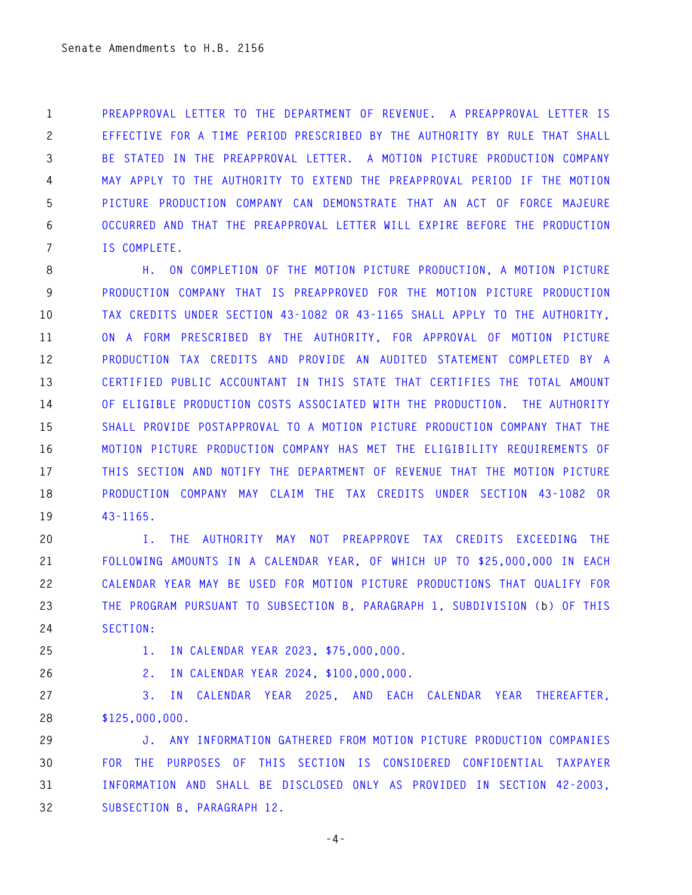PREAPPROVAL LETTER TO THE DEPARTMENT OF REVENUE. A PREAPPROVAL LETTER IS EFFECTIVE FOR A TIME PERIOD PRESCRIBED BY THE AUTHORITY BY RULE THAT SHALL BE STATED IN THE PREAPPROVAL LETTER. A MOTION PICTURE PRODUCTION COMPANY MAY APPLY TO THE AUTHORITY TO EXTEND THE PREAPPROVAL PERIOD IF THE MOTION PICTURE PRODUCTION COMPANY CAN DEMONSTRATE THAT AN ACT OF FORCE MAJEURE OCCURRED AND THAT THE PREAPPROVAL LETTER WILL EXPIRE BEFORE THE PRODUCTION IS COMPLETE.

H. ON COMPLETION OF THE MOTION PICTURE PRODUCTION, A MOTION PICTURE PRODUCTION COMPANY THAT IS PREAPPROVED FOR THE MOTION PICTURE PRODUCTION TAX CREDITS UNDER SECTION 43-1082 OR 43-1165 SHALL APPLY TO THE AUTHORITY, ON A FORM PRESCRIBED BY THE AUTHORITY, FOR APPROVAL OF MOTION PICTURE PRODUCTION TAX CREDITS AND PROVIDE AN AUDITED STATEMENT COMPLETED BY A CERTIFIED PUBLIC ACCOUNTANT IN THIS STATE THAT CERTIFIES THE TOTAL AMOUNT OF ELIGIBLE PRODUCTION COSTS ASSOCIATED WITH THE PRODUCTION. THE AUTHORITY SHALL PROVIDE POSTAPPROVAL TO A MOTION PICTURE PRODUCTION COMPANY THAT THE MOTION PICTURE PRODUCTION COMPANY HAS MET THE ELIGIBILITY REQUIREMENTS OF THIS SECTION AND NOTIFY THE DEPARTMENT OF REVENUE THAT THE MOTION PICTURE PRODUCTION COMPANY MAY CLAIM THE TAX CREDITS UNDER SECTION 43-1082 OR 43-1165.

I. THE AUTHORITY MAY NOT PREAPPROVE TAX CREDITS EXCEEDING THE FOLLOWING AMOUNTS IN A CALENDAR YEAR, OF WHICH UP TO $25,000,000 IN EACH CALENDAR YEAR MAY BE USED FOR MOTION PICTURE PRODUCTIONS THAT QUALIFY FOR THE PROGRAM PURSUANT TO SUBSECTION B, PARAGRAPH 1, SUBDIVISION (b) OF THIS SECTION:

1. IN CALENDAR YEAR 2023, $75,000,000.

2. IN CALENDAR YEAR 2024, $100,000,000.

3. IN CALENDAR YEAR 2025, AND EACH CALENDAR YEAR THEREAFTER, $125,000,000.

J. ANY INFORMATION GATHERED FROM MOTION PICTURE PRODUCTION COMPANIES FOR THE PURPOSES OF THIS SECTION IS CONSIDERED CONFIDENTIAL TAXPAYER INFORMATION AND SHALL BE DISCLOSED ONLY AS PROVIDED IN SECTION 42-2003, SUBSECTION B, PARAGRAPH 12.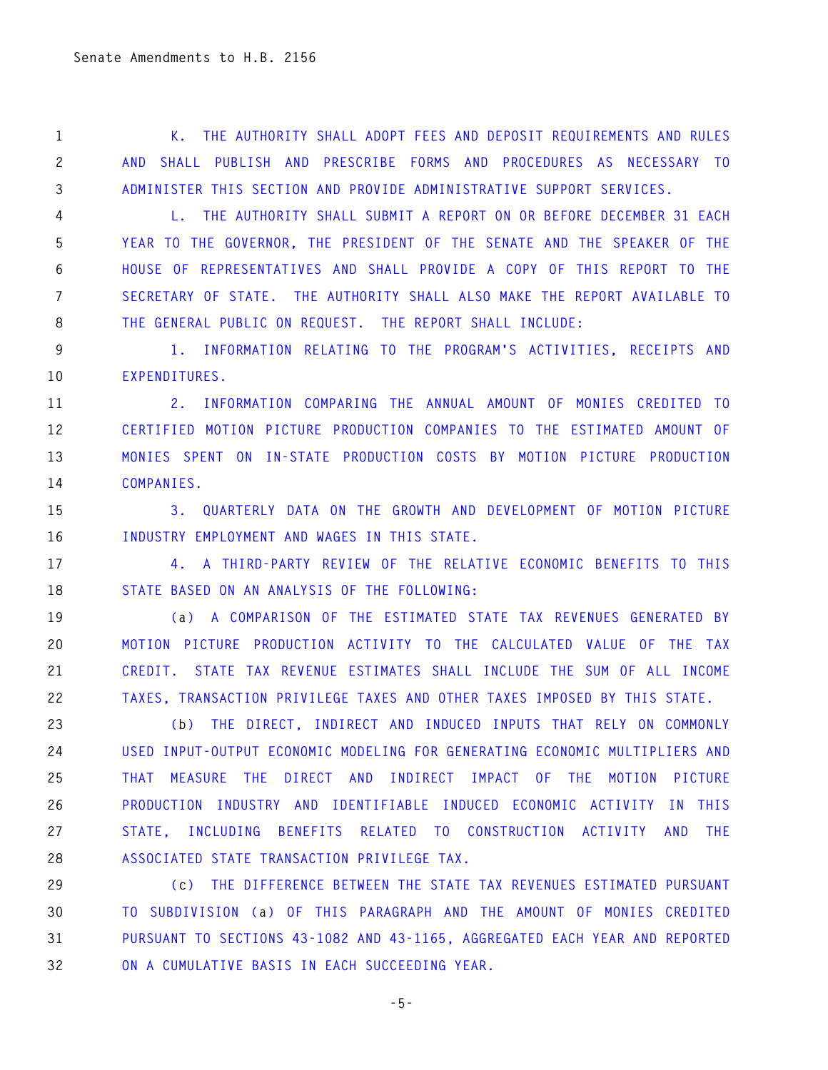K. THE AUTHORITY SHALL ADOPT FEES AND DEPOSIT REQUIREMENTS AND RULES AND SHALL PUBLISH AND PRESCRIBE FORMS AND PROCEDURES AS NECESSARY TO ADMINISTER THIS SECTION AND PROVIDE ADMINISTRATIVE SUPPORT SERVICES.

L. THE AUTHORITY SHALL SUBMIT A REPORT ON OR BEFORE DECEMBER 31 EACH YEAR TO THE GOVERNOR, THE PRESIDENT OF THE SENATE AND THE SPEAKER OF THE HOUSE OF REPRESENTATIVES AND SHALL PROVIDE A COPY OF THIS REPORT TO THE SECRETARY OF STATE. THE AUTHORITY SHALL ALSO MAKE THE REPORT AVAILABLE TO THE GENERAL PUBLIC ON REQUEST. THE REPORT SHALL INCLUDE:

1. INFORMATION RELATING TO THE PROGRAM'S ACTIVITIES, RECEIPTS AND EXPENDITURES.

2. INFORMATION COMPARING THE ANNUAL AMOUNT OF MONIES CREDITED TO CERTIFIED MOTION PICTURE PRODUCTION COMPANIES TO THE ESTIMATED AMOUNT OF MONIES SPENT ON IN-STATE PRODUCTION COSTS BY MOTION PICTURE PRODUCTION COMPANIES.

3. QUARTERLY DATA ON THE GROWTH AND DEVELOPMENT OF MOTION PICTURE INDUSTRY EMPLOYMENT AND WAGES IN THIS STATE.

4. A THIRD-PARTY REVIEW OF THE RELATIVE ECONOMIC BENEFITS TO THIS STATE BASED ON AN ANALYSIS OF THE FOLLOWING:

(a) A COMPARISON OF THE ESTIMATED STATE TAX REVENUES GENERATED BY MOTION PICTURE PRODUCTION ACTIVITY TO THE CALCULATED VALUE OF THE TAX CREDIT. STATE TAX REVENUE ESTIMATES SHALL INCLUDE THE SUM OF ALL INCOME TAXES, TRANSACTION PRIVILEGE TAXES AND OTHER TAXES IMPOSED BY THIS STATE.

(b) THE DIRECT, INDIRECT AND INDUCED INPUTS THAT RELY ON COMMONLY USED INPUT-OUTPUT ECONOMIC MODELING FOR GENERATING ECONOMIC MULTIPLIERS AND THAT MEASURE THE DIRECT AND INDIRECT IMPACT OF THE MOTION PICTURE PRODUCTION INDUSTRY AND IDENTIFIABLE INDUCED ECONOMIC ACTIVITY IN THIS STATE, INCLUDING BENEFITS RELATED TO CONSTRUCTION ACTIVITY AND THE ASSOCIATED STATE TRANSACTION PRIVILEGE TAX.

(c) THE DIFFERENCE BETWEEN THE STATE TAX REVENUES ESTIMATED PURSUANT TO SUBDIVISION (a) OF THIS PARAGRAPH AND THE AMOUNT OF MONIES CREDITED PURSUANT TO SECTIONS 43-1082 AND 43-1165, AGGREGATED EACH YEAR AND REPORTED ON A CUMULATIVE BASIS IN EACH SUCCEEDING YEAR.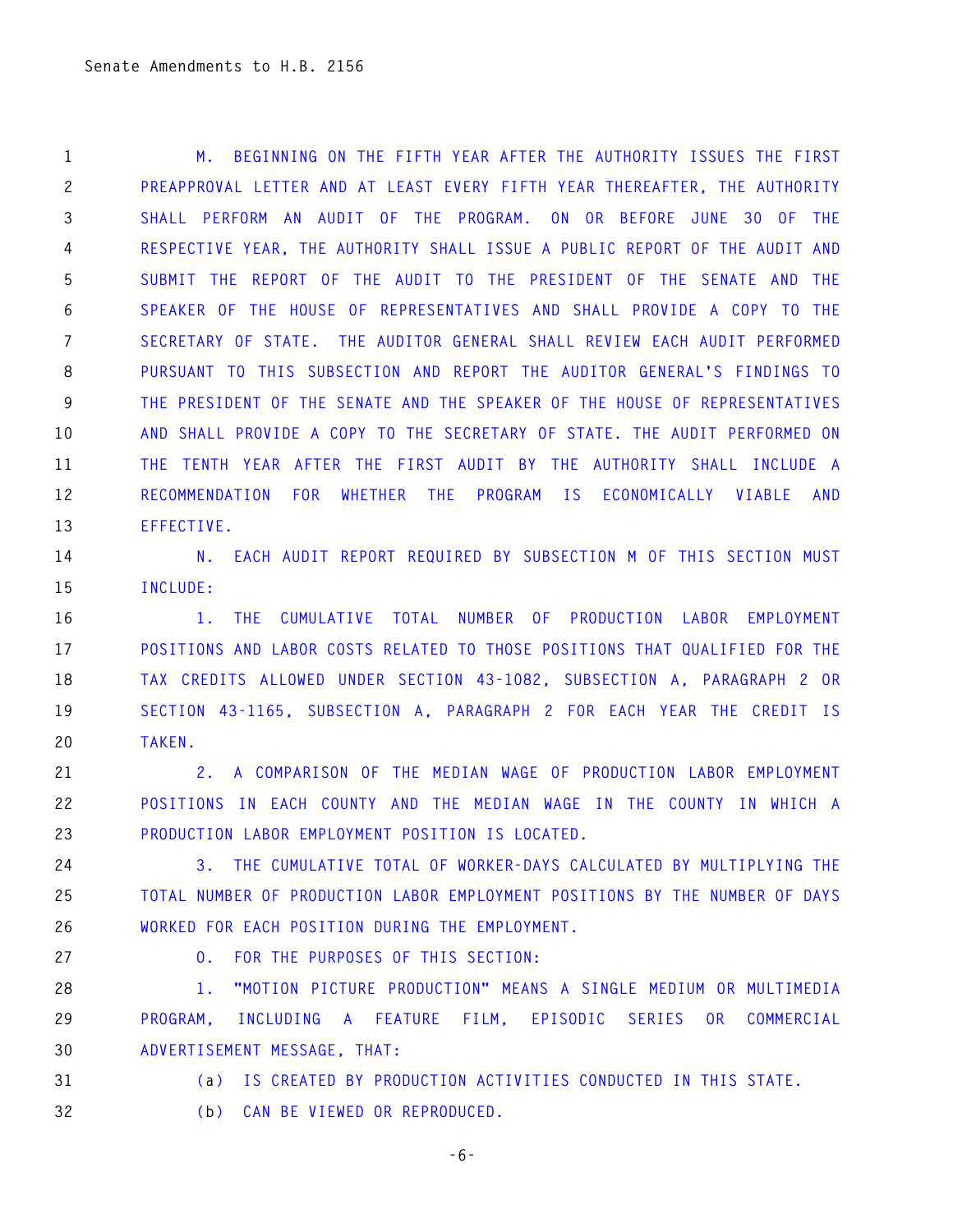M. BEGINNING ON THE FIFTH YEAR AFTER THE AUTHORITY ISSUES THE FIRST PREAPPROVAL LETTER AND AT LEAST EVERY FIFTH YEAR THEREAFTER, THE AUTHORITY SHALL PERFORM AN AUDIT OF THE PROGRAM. ON OR BEFORE JUNE 30 OF THE RESPECTIVE YEAR, THE AUTHORITY SHALL ISSUE A PUBLIC REPORT OF THE AUDIT AND SUBMIT THE REPORT OF THE AUDIT TO THE PRESIDENT OF THE SENATE AND THE SPEAKER OF THE HOUSE OF REPRESENTATIVES AND SHALL PROVIDE A COPY TO THE SECRETARY OF STATE. THE AUDITOR GENERAL SHALL REVIEW EACH AUDIT PERFORMED PURSUANT TO THIS SUBSECTION AND REPORT THE AUDITOR GENERAL'S FINDINGS TO THE PRESIDENT OF THE SENATE AND THE SPEAKER OF THE HOUSE OF REPRESENTATIVES AND SHALL PROVIDE A COPY TO THE SECRETARY OF STATE. THE AUDIT PERFORMED ON THE TENTH YEAR AFTER THE FIRST AUDIT BY THE AUTHORITY SHALL INCLUDE A RECOMMENDATION FOR WHETHER THE PROGRAM IS ECONOMICALLY VIABLE AND EFFECTIVE.

N. EACH AUDIT REPORT REQUIRED BY SUBSECTION M OF THIS SECTION MUST INCLUDE:

1. THE CUMULATIVE TOTAL NUMBER OF PRODUCTION LABOR EMPLOYMENT POSITIONS AND LABOR COSTS RELATED TO THOSE POSITIONS THAT QUALIFIED FOR THE TAX CREDITS ALLOWED UNDER SECTION 43-1082, SUBSECTION A, PARAGRAPH 2 OR SECTION 43-1165, SUBSECTION A, PARAGRAPH 2 FOR EACH YEAR THE CREDIT IS TAKEN.

2. A COMPARISON OF THE MEDIAN WAGE OF PRODUCTION LABOR EMPLOYMENT POSITIONS IN EACH COUNTY AND THE MEDIAN WAGE IN THE COUNTY IN WHICH A PRODUCTION LABOR EMPLOYMENT POSITION IS LOCATED.

3. THE CUMULATIVE TOTAL OF WORKER-DAYS CALCULATED BY MULTIPLYING THE TOTAL NUMBER OF PRODUCTION LABOR EMPLOYMENT POSITIONS BY THE NUMBER OF DAYS WORKED FOR EACH POSITION DURING THE EMPLOYMENT.

O. FOR THE PURPOSES OF THIS SECTION:

1. "MOTION PICTURE PRODUCTION" MEANS A SINGLE MEDIUM OR MULTIMEDIA PROGRAM, INCLUDING A FEATURE FILM, EPISODIC SERIES OR COMMERCIAL ADVERTISEMENT MESSAGE, THAT:

(a) IS CREATED BY PRODUCTION ACTIVITIES CONDUCTED IN THIS STATE.

(b) CAN BE VIEWED OR REPRODUCED.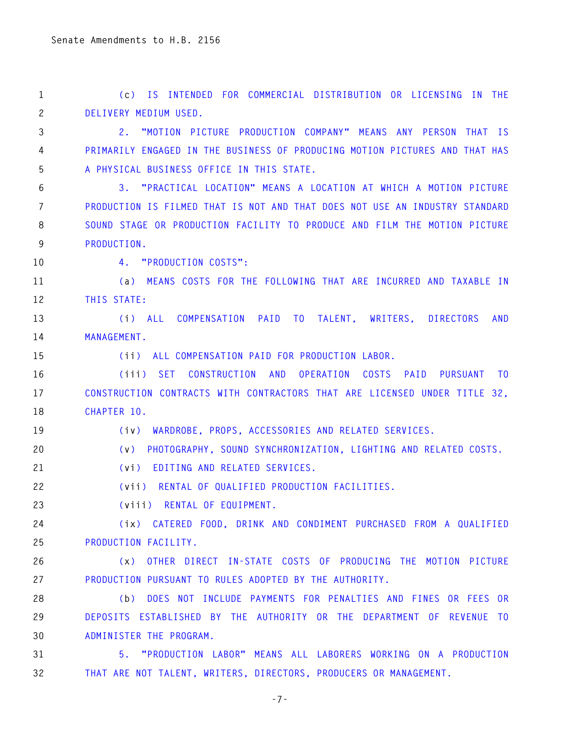(c) IS INTENDED FOR COMMERCIAL DISTRIBUTION OR LICENSING IN THE DELIVERY MEDIUM USED.

2. "MOTION PICTURE PRODUCTION COMPANY" MEANS ANY PERSON THAT IS PRIMARILY ENGAGED IN THE BUSINESS OF PRODUCING MOTION PICTURES AND THAT HAS A PHYSICAL BUSINESS OFFICE IN THIS STATE.

3. "PRACTICAL LOCATION" MEANS A LOCATION AT WHICH A MOTION PICTURE PRODUCTION IS FILMED THAT IS NOT AND THAT DOES NOT USE AN INDUSTRY STANDARD SOUND STAGE OR PRODUCTION FACILITY TO PRODUCE AND FILM THE MOTION PICTURE PRODUCTION.

4. "PRODUCTION COSTS":

(a) MEANS COSTS FOR THE FOLLOWING THAT ARE INCURRED AND TAXABLE IN THIS STATE:

(i) ALL COMPENSATION PAID TO TALENT, WRITERS, DIRECTORS AND MANAGEMENT.

(ii) ALL COMPENSATION PAID FOR PRODUCTION LABOR.

(iii) SET CONSTRUCTION AND OPERATION COSTS PAID PURSUANT TO CONSTRUCTION CONTRACTS WITH CONTRACTORS THAT ARE LICENSED UNDER TITLE 32, CHAPTER 10.

(iv) WARDROBE, PROPS, ACCESSORIES AND RELATED SERVICES.

(v) PHOTOGRAPHY, SOUND SYNCHRONIZATION, LIGHTING AND RELATED COSTS.

(vi) EDITING AND RELATED SERVICES.

(vii) RENTAL OF QUALIFIED PRODUCTION FACILITIES.

(viii) RENTAL OF EQUIPMENT.

(ix) CATERED FOOD, DRINK AND CONDIMENT PURCHASED FROM A QUALIFIED PRODUCTION FACILITY.

(x) OTHER DIRECT IN-STATE COSTS OF PRODUCING THE MOTION PICTURE PRODUCTION PURSUANT TO RULES ADOPTED BY THE AUTHORITY.

(b) DOES NOT INCLUDE PAYMENTS FOR PENALTIES AND FINES OR FEES OR DEPOSITS ESTABLISHED BY THE AUTHORITY OR THE DEPARTMENT OF REVENUE TO ADMINISTER THE PROGRAM.

5. "PRODUCTION LABOR" MEANS ALL LABORERS WORKING ON A PRODUCTION THAT ARE NOT TALENT, WRITERS, DIRECTORS, PRODUCERS OR MANAGEMENT.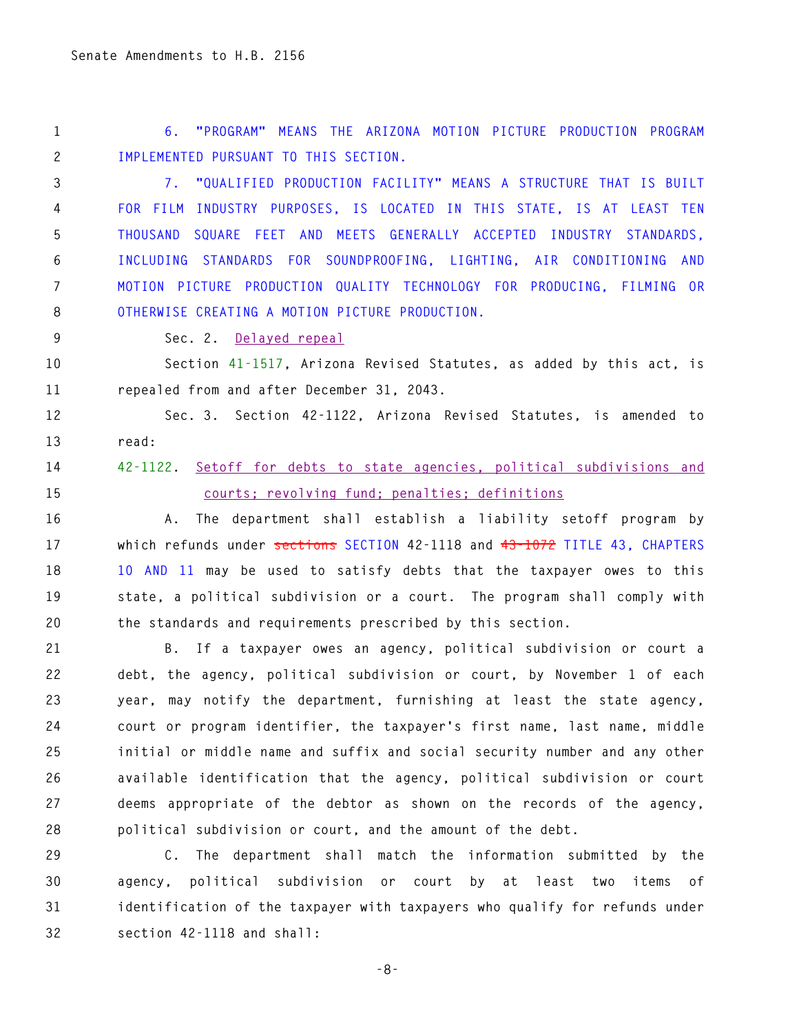6. "PROGRAM" MEANS THE ARIZONA MOTION PICTURE PRODUCTION PROGRAM IMPLEMENTED PURSUANT TO THIS SECTION.

7. "QUALIFIED PRODUCTION FACILITY" MEANS A STRUCTURE THAT IS BUILT FOR FILM INDUSTRY PURPOSES, IS LOCATED IN THIS STATE, IS AT LEAST TEN THOUSAND SQUARE FEET AND MEETS GENERALLY ACCEPTED INDUSTRY STANDARDS, INCLUDING STANDARDS FOR SOUNDPROOFING, LIGHTING, AIR CONDITIONING AND MOTION PICTURE PRODUCTION QUALITY TECHNOLOGY FOR PRODUCING, FILMING OR OTHERWISE CREATING A MOTION PICTURE PRODUCTION.

Sec. 2. Delayed repeal

Section 41-1517, Arizona Revised Statutes, as added by this act, is repealed from and after December 31, 2043.

Sec. 3. Section 42-1122, Arizona Revised Statutes, is amended to read:

42-1122. Setoff for debts to state agencies, political subdivisions and courts; revolving fund; penalties; definitions

A. The department shall establish a liability setoff program by which refunds under ~~sections~~ SECTION 42-1118 and ~~43-1072~~ TITLE 43, CHAPTERS 10 AND 11 may be used to satisfy debts that the taxpayer owes to this state, a political subdivision or a court. The program shall comply with the standards and requirements prescribed by this section.

B. If a taxpayer owes an agency, political subdivision or court a debt, the agency, political subdivision or court, by November 1 of each year, may notify the department, furnishing at least the state agency, court or program identifier, the taxpayer's first name, last name, middle initial or middle name and suffix and social security number and any other available identification that the agency, political subdivision or court deems appropriate of the debtor as shown on the records of the agency, political subdivision or court, and the amount of the debt.

C. The department shall match the information submitted by the agency, political subdivision or court by at least two items of identification of the taxpayer with taxpayers who qualify for refunds under section 42-1118 and shall: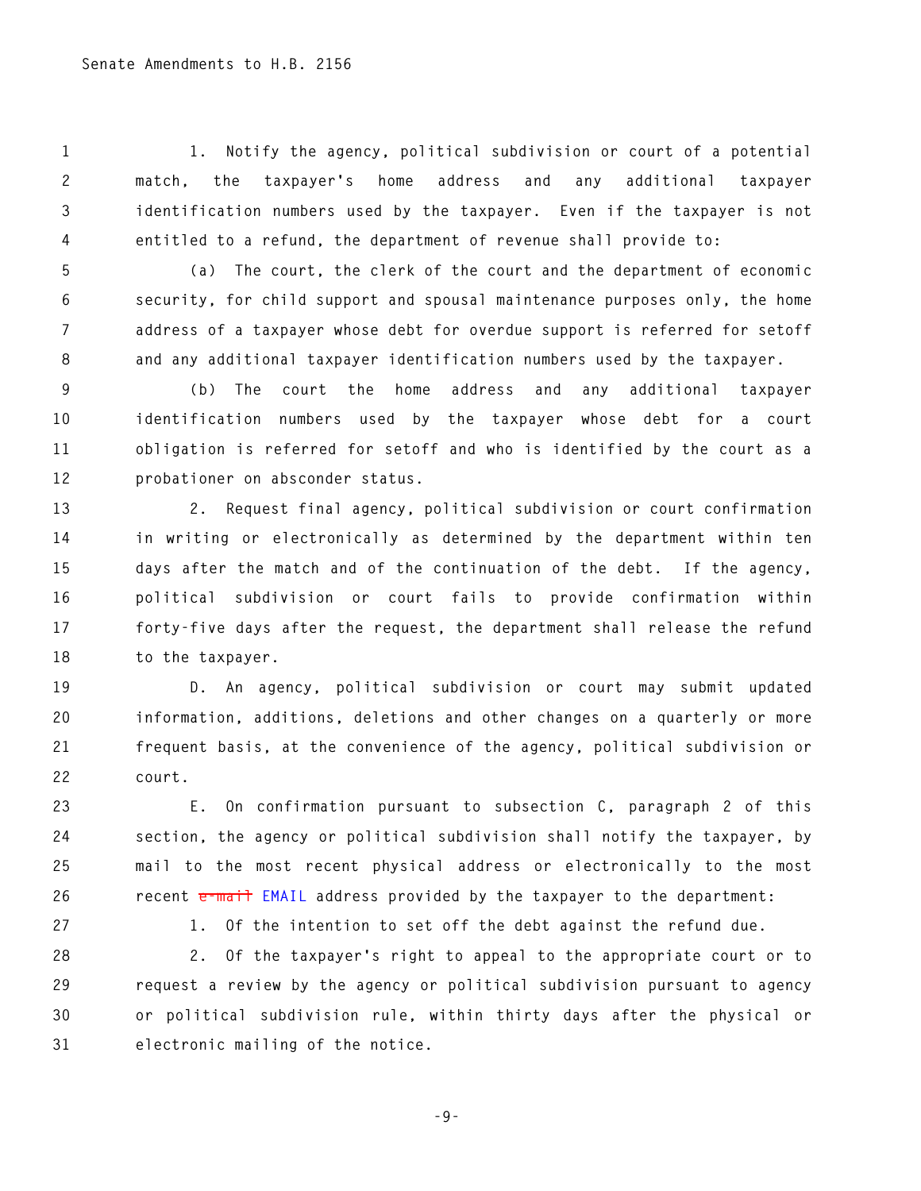1. Notify the agency, political subdivision or court of a potential match, the taxpayer's home address and any additional taxpayer identification numbers used by the taxpayer. Even if the taxpayer is not entitled to a refund, the department of revenue shall provide to:

(a) The court, the clerk of the court and the department of economic security, for child support and spousal maintenance purposes only, the home address of a taxpayer whose debt for overdue support is referred for setoff and any additional taxpayer identification numbers used by the taxpayer.

(b) The court the home address and any additional taxpayer identification numbers used by the taxpayer whose debt for a court obligation is referred for setoff and who is identified by the court as a probationer on absconder status.

2. Request final agency, political subdivision or court confirmation in writing or electronically as determined by the department within ten days after the match and of the continuation of the debt. If the agency, political subdivision or court fails to provide confirmation within forty-five days after the request, the department shall release the refund to the taxpayer.

D. An agency, political subdivision or court may submit updated information, additions, deletions and other changes on a quarterly or more frequent basis, at the convenience of the agency, political subdivision or court.

E. On confirmation pursuant to subsection C, paragraph 2 of this section, the agency or political subdivision shall notify the taxpayer, by mail to the most recent physical address or electronically to the most recent ~~e-mail~~ EMAIL address provided by the taxpayer to the department:

1. Of the intention to set off the debt against the refund due.

2. Of the taxpayer's right to appeal to the appropriate court or to request a review by the agency or political subdivision pursuant to agency or political subdivision rule, within thirty days after the physical or electronic mailing of the notice.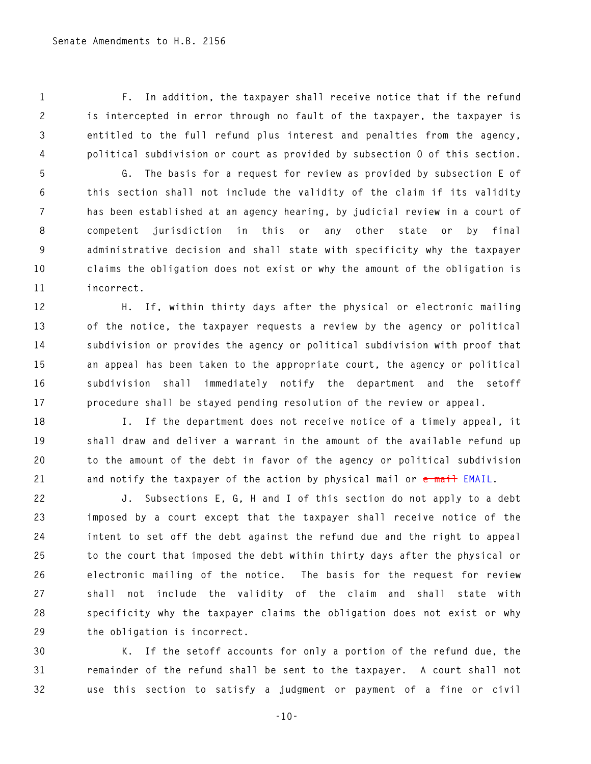F. In addition, the taxpayer shall receive notice that if the refund is intercepted in error through no fault of the taxpayer, the taxpayer is entitled to the full refund plus interest and penalties from the agency, political subdivision or court as provided by subsection O of this section.

G. The basis for a request for review as provided by subsection E of this section shall not include the validity of the claim if its validity has been established at an agency hearing, by judicial review in a court of competent jurisdiction in this or any other state or by final administrative decision and shall state with specificity why the taxpayer claims the obligation does not exist or why the amount of the obligation is incorrect.

H. If, within thirty days after the physical or electronic mailing of the notice, the taxpayer requests a review by the agency or political subdivision or provides the agency or political subdivision with proof that an appeal has been taken to the appropriate court, the agency or political subdivision shall immediately notify the department and the setoff procedure shall be stayed pending resolution of the review or appeal.

I. If the department does not receive notice of a timely appeal, it shall draw and deliver a warrant in the amount of the available refund up to the amount of the debt in favor of the agency or political subdivision and notify the taxpayer of the action by physical mail or ~~e-mail~~ EMAIL.

J. Subsections E, G, H and I of this section do not apply to a debt imposed by a court except that the taxpayer shall receive notice of the intent to set off the debt against the refund due and the right to appeal to the court that imposed the debt within thirty days after the physical or electronic mailing of the notice. The basis for the request for review shall not include the validity of the claim and shall state with specificity why the taxpayer claims the obligation does not exist or why the obligation is incorrect.

K. If the setoff accounts for only a portion of the refund due, the remainder of the refund shall be sent to the taxpayer. A court shall not use this section to satisfy a judgment or payment of a fine or civil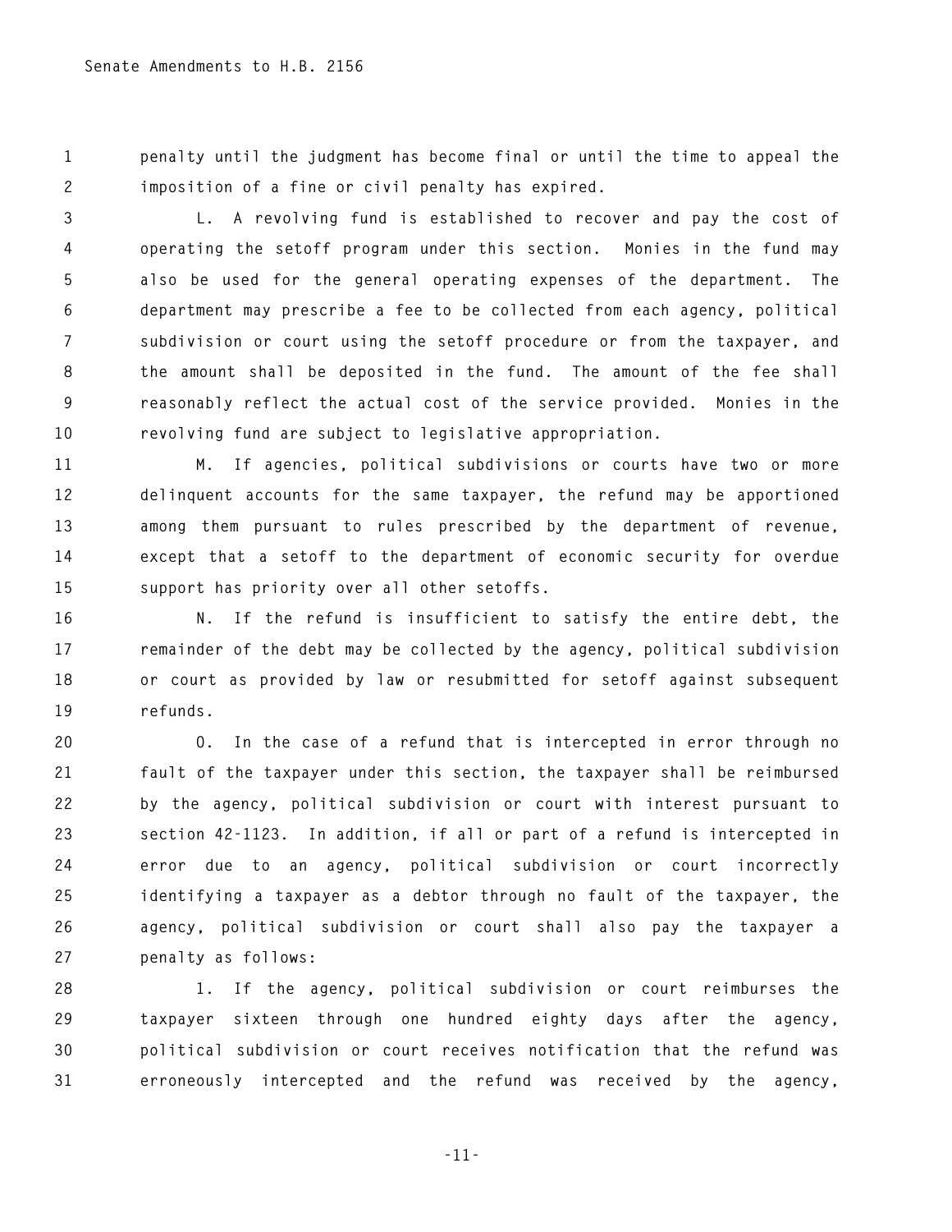penalty until the judgment has become final or until the time to appeal the imposition of a fine or civil penalty has expired.

L. A revolving fund is established to recover and pay the cost of operating the setoff program under this section. Monies in the fund may also be used for the general operating expenses of the department. The department may prescribe a fee to be collected from each agency, political subdivision or court using the setoff procedure or from the taxpayer, and the amount shall be deposited in the fund. The amount of the fee shall reasonably reflect the actual cost of the service provided. Monies in the revolving fund are subject to legislative appropriation.

M. If agencies, political subdivisions or courts have two or more delinquent accounts for the same taxpayer, the refund may be apportioned among them pursuant to rules prescribed by the department of revenue, except that a setoff to the department of economic security for overdue support has priority over all other setoffs.

N. If the refund is insufficient to satisfy the entire debt, the remainder of the debt may be collected by the agency, political subdivision or court as provided by law or resubmitted for setoff against subsequent refunds.

O. In the case of a refund that is intercepted in error through no fault of the taxpayer under this section, the taxpayer shall be reimbursed by the agency, political subdivision or court with interest pursuant to section 42-1123. In addition, if all or part of a refund is intercepted in error due to an agency, political subdivision or court incorrectly identifying a taxpayer as a debtor through no fault of the taxpayer, the agency, political subdivision or court shall also pay the taxpayer a penalty as follows:

1. If the agency, political subdivision or court reimburses the taxpayer sixteen through one hundred eighty days after the agency, political subdivision or court receives notification that the refund was erroneously intercepted and the refund was received by the agency,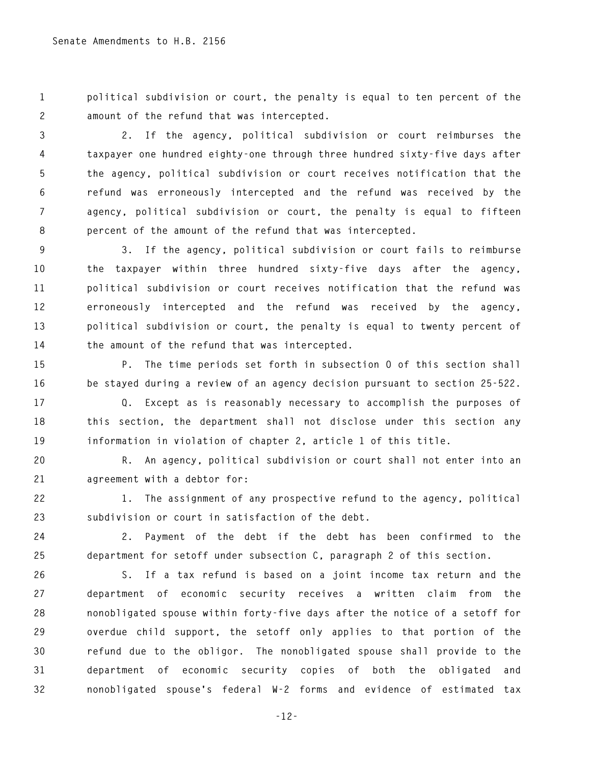political subdivision or court, the penalty is equal to ten percent of the amount of the refund that was intercepted.

2. If the agency, political subdivision or court reimburses the taxpayer one hundred eighty-one through three hundred sixty-five days after the agency, political subdivision or court receives notification that the refund was erroneously intercepted and the refund was received by the agency, political subdivision or court, the penalty is equal to fifteen percent of the amount of the refund that was intercepted.

3. If the agency, political subdivision or court fails to reimburse the taxpayer within three hundred sixty-five days after the agency, political subdivision or court receives notification that the refund was erroneously intercepted and the refund was received by the agency, political subdivision or court, the penalty is equal to twenty percent of the amount of the refund that was intercepted.

P. The time periods set forth in subsection O of this section shall be stayed during a review of an agency decision pursuant to section 25-522.

Q. Except as is reasonably necessary to accomplish the purposes of this section, the department shall not disclose under this section any information in violation of chapter 2, article 1 of this title.

R. An agency, political subdivision or court shall not enter into an agreement with a debtor for:

1. The assignment of any prospective refund to the agency, political subdivision or court in satisfaction of the debt.

2. Payment of the debt if the debt has been confirmed to the department for setoff under subsection C, paragraph 2 of this section.

S. If a tax refund is based on a joint income tax return and the department of economic security receives a written claim from the nonobligated spouse within forty-five days after the notice of a setoff for overdue child support, the setoff only applies to that portion of the refund due to the obligor. The nonobligated spouse shall provide to the department of economic security copies of both the obligated and nonobligated spouse's federal W-2 forms and evidence of estimated tax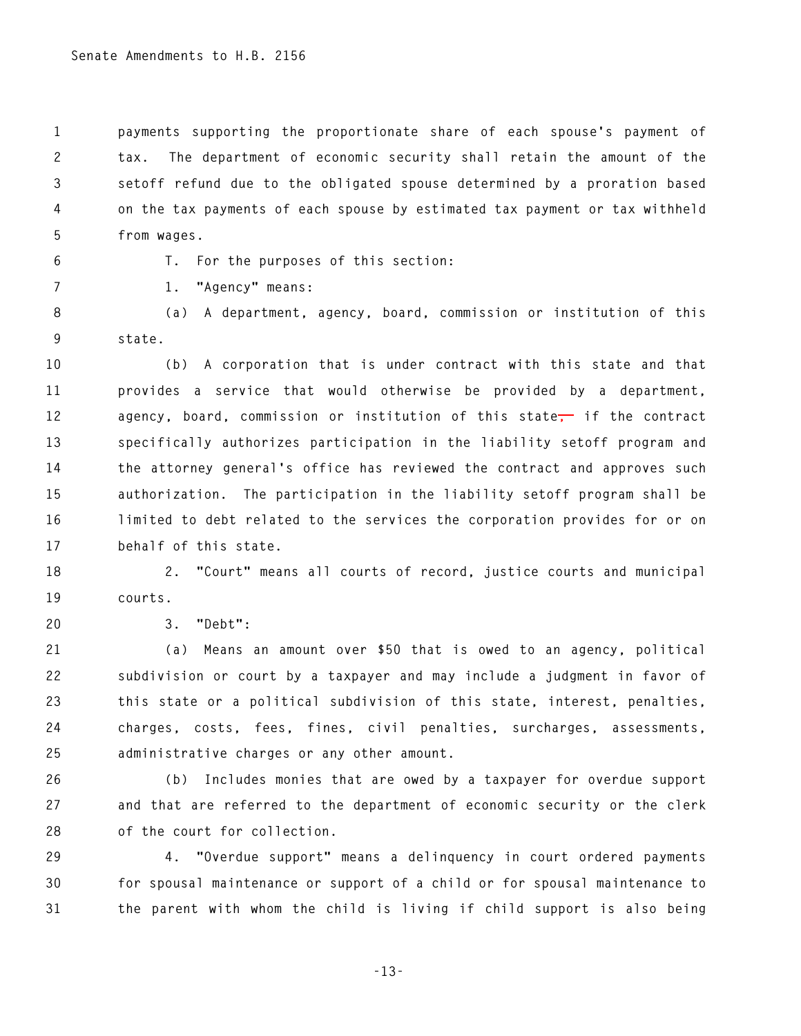payments supporting the proportionate share of each spouse's payment of tax. The department of economic security shall retain the amount of the setoff refund due to the obligated spouse determined by a proration based on the tax payments of each spouse by estimated tax payment or tax withheld from wages.

T. For the purposes of this section:

1. "Agency" means:

(a) A department, agency, board, commission or institution of this state.

(b) A corporation that is under contract with this state and that provides a service that would otherwise be provided by a department, agency, board, commission or institution of this state~~,~~ if the contract specifically authorizes participation in the liability setoff program and the attorney general's office has reviewed the contract and approves such authorization. The participation in the liability setoff program shall be limited to debt related to the services the corporation provides for or on behalf of this state.

2. "Court" means all courts of record, justice courts and municipal courts.

3. "Debt":

(a) Means an amount over $50 that is owed to an agency, political subdivision or court by a taxpayer and may include a judgment in favor of this state or a political subdivision of this state, interest, penalties, charges, costs, fees, fines, civil penalties, surcharges, assessments, administrative charges or any other amount.

(b) Includes monies that are owed by a taxpayer for overdue support and that are referred to the department of economic security or the clerk of the court for collection.

4. "Overdue support" means a delinquency in court ordered payments for spousal maintenance or support of a child or for spousal maintenance to the parent with whom the child is living if child support is also being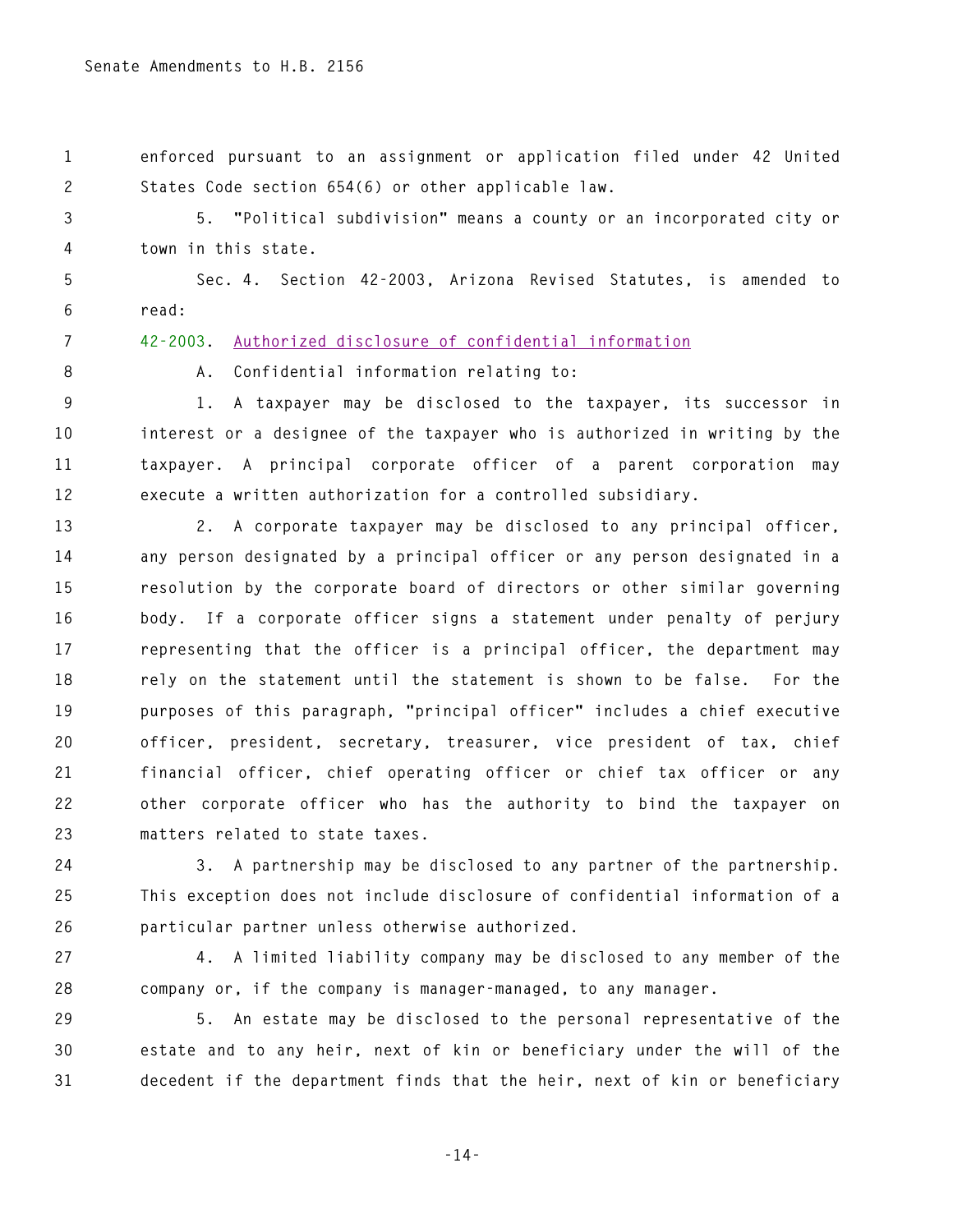enforced pursuant to an assignment or application filed under 42 United States Code section 654(6) or other applicable law.

5. "Political subdivision" means a county or an incorporated city or town in this state.

Sec. 4. Section 42-2003, Arizona Revised Statutes, is amended to read:

42-2003. Authorized disclosure of confidential information

A. Confidential information relating to:

1. A taxpayer may be disclosed to the taxpayer, its successor in interest or a designee of the taxpayer who is authorized in writing by the taxpayer. A principal corporate officer of a parent corporation may execute a written authorization for a controlled subsidiary.

2. A corporate taxpayer may be disclosed to any principal officer, any person designated by a principal officer or any person designated in a resolution by the corporate board of directors or other similar governing body. If a corporate officer signs a statement under penalty of perjury representing that the officer is a principal officer, the department may rely on the statement until the statement is shown to be false. For the purposes of this paragraph, "principal officer" includes a chief executive officer, president, secretary, treasurer, vice president of tax, chief financial officer, chief operating officer or chief tax officer or any other corporate officer who has the authority to bind the taxpayer on matters related to state taxes.

3. A partnership may be disclosed to any partner of the partnership. This exception does not include disclosure of confidential information of a particular partner unless otherwise authorized.

4. A limited liability company may be disclosed to any member of the company or, if the company is manager-managed, to any manager.

5. An estate may be disclosed to the personal representative of the estate and to any heir, next of kin or beneficiary under the will of the decedent if the department finds that the heir, next of kin or beneficiary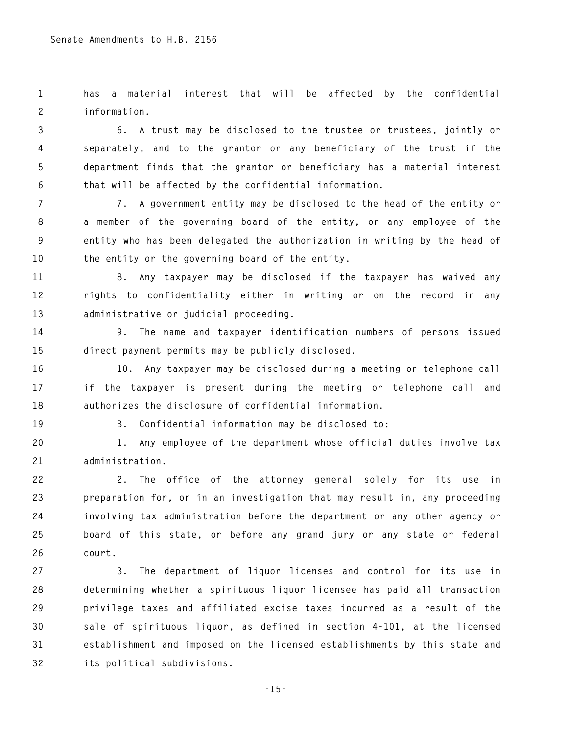has a material interest that will be affected by the confidential information.

6. A trust may be disclosed to the trustee or trustees, jointly or separately, and to the grantor or any beneficiary of the trust if the department finds that the grantor or beneficiary has a material interest that will be affected by the confidential information.

7. A government entity may be disclosed to the head of the entity or a member of the governing board of the entity, or any employee of the entity who has been delegated the authorization in writing by the head of the entity or the governing board of the entity.

8. Any taxpayer may be disclosed if the taxpayer has waived any rights to confidentiality either in writing or on the record in any administrative or judicial proceeding.

9. The name and taxpayer identification numbers of persons issued direct payment permits may be publicly disclosed.

10. Any taxpayer may be disclosed during a meeting or telephone call if the taxpayer is present during the meeting or telephone call and authorizes the disclosure of confidential information.

B. Confidential information may be disclosed to:

1. Any employee of the department whose official duties involve tax administration.

2. The office of the attorney general solely for its use in preparation for, or in an investigation that may result in, any proceeding involving tax administration before the department or any other agency or board of this state, or before any grand jury or any state or federal court.

3. The department of liquor licenses and control for its use in determining whether a spirituous liquor licensee has paid all transaction privilege taxes and affiliated excise taxes incurred as a result of the sale of spirituous liquor, as defined in section 4-101, at the licensed establishment and imposed on the licensed establishments by this state and its political subdivisions.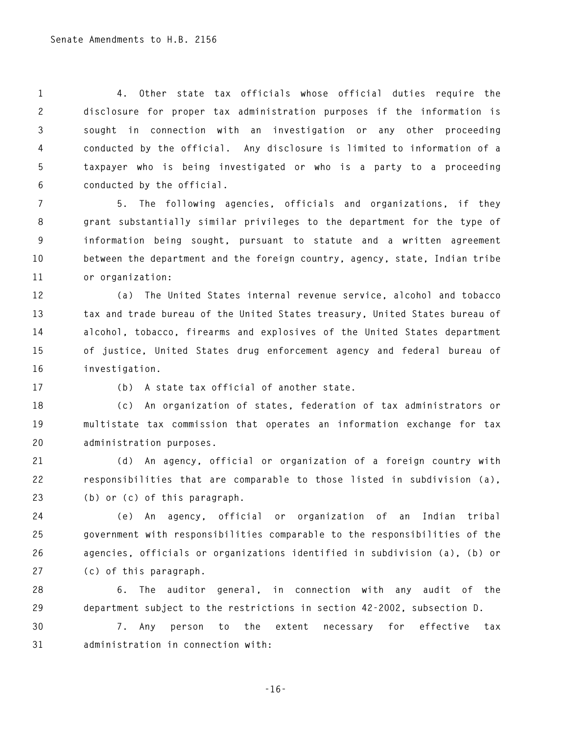4. Other state tax officials whose official duties require the disclosure for proper tax administration purposes if the information is sought in connection with an investigation or any other proceeding conducted by the official. Any disclosure is limited to information of a taxpayer who is being investigated or who is a party to a proceeding conducted by the official.

5. The following agencies, officials and organizations, if they grant substantially similar privileges to the department for the type of information being sought, pursuant to statute and a written agreement between the department and the foreign country, agency, state, Indian tribe or organization:

(a) The United States internal revenue service, alcohol and tobacco tax and trade bureau of the United States treasury, United States bureau of alcohol, tobacco, firearms and explosives of the United States department of justice, United States drug enforcement agency and federal bureau of investigation.

(b) A state tax official of another state.

(c) An organization of states, federation of tax administrators or multistate tax commission that operates an information exchange for tax administration purposes.

(d) An agency, official or organization of a foreign country with responsibilities that are comparable to those listed in subdivision (a), (b) or (c) of this paragraph.

(e) An agency, official or organization of an Indian tribal government with responsibilities comparable to the responsibilities of the agencies, officials or organizations identified in subdivision (a), (b) or (c) of this paragraph.

6. The auditor general, in connection with any audit of the department subject to the restrictions in section 42-2002, subsection D.

7. Any person to the extent necessary for effective tax administration in connection with: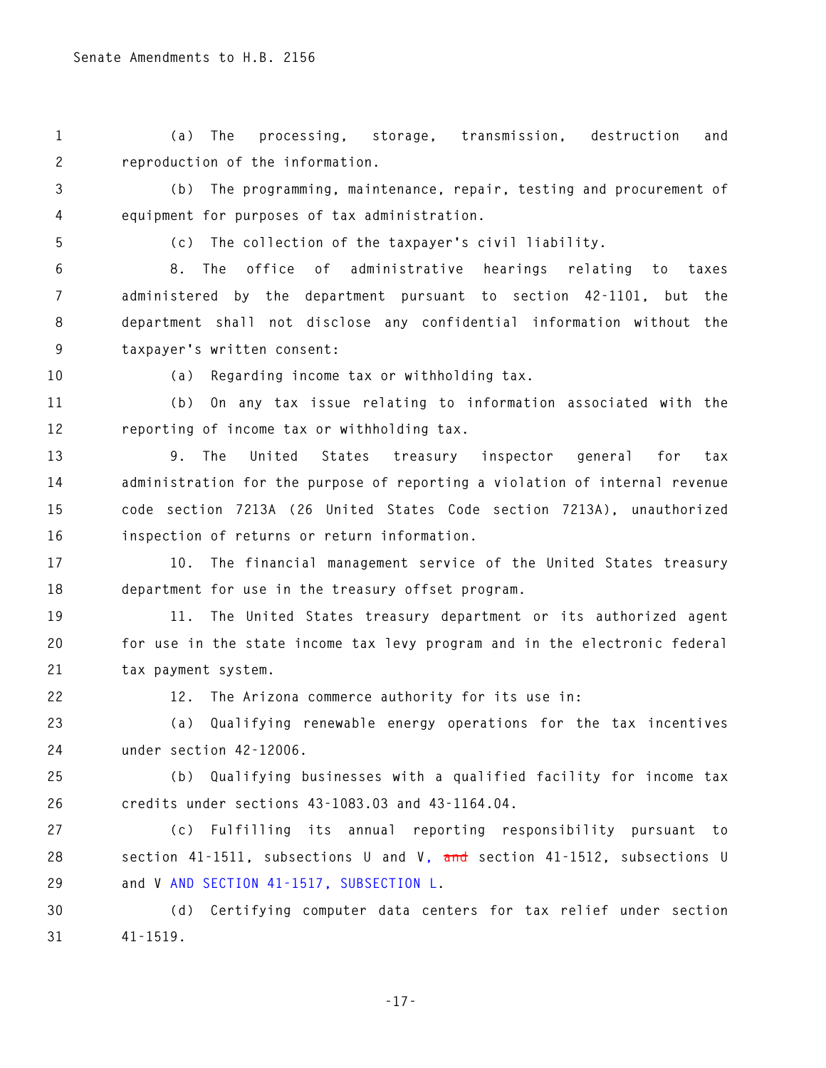(a) The processing, storage, transmission, destruction and reproduction of the information.

(b) The programming, maintenance, repair, testing and procurement of equipment for purposes of tax administration.

(c) The collection of the taxpayer's civil liability.

8. The office of administrative hearings relating to taxes administered by the department pursuant to section 42-1101, but the department shall not disclose any confidential information without the taxpayer's written consent:

(a) Regarding income tax or withholding tax.

(b) On any tax issue relating to information associated with the reporting of income tax or withholding tax.

9. The United States treasury inspector general for tax administration for the purpose of reporting a violation of internal revenue code section 7213A (26 United States Code section 7213A), unauthorized inspection of returns or return information.

10. The financial management service of the United States treasury department for use in the treasury offset program.

11. The United States treasury department or its authorized agent for use in the state income tax levy program and in the electronic federal tax payment system.

12. The Arizona commerce authority for its use in:

(a) Qualifying renewable energy operations for the tax incentives under section 42-12006.

(b) Qualifying businesses with a qualified facility for income tax credits under sections 43-1083.03 and 43-1164.04.

(c) Fulfilling its annual reporting responsibility pursuant to section 41-1511, subsections U and V, ~~and~~ section 41-1512, subsections U and V AND SECTION 41-1517, SUBSECTION L.

(d) Certifying computer data centers for tax relief under section 41-1519.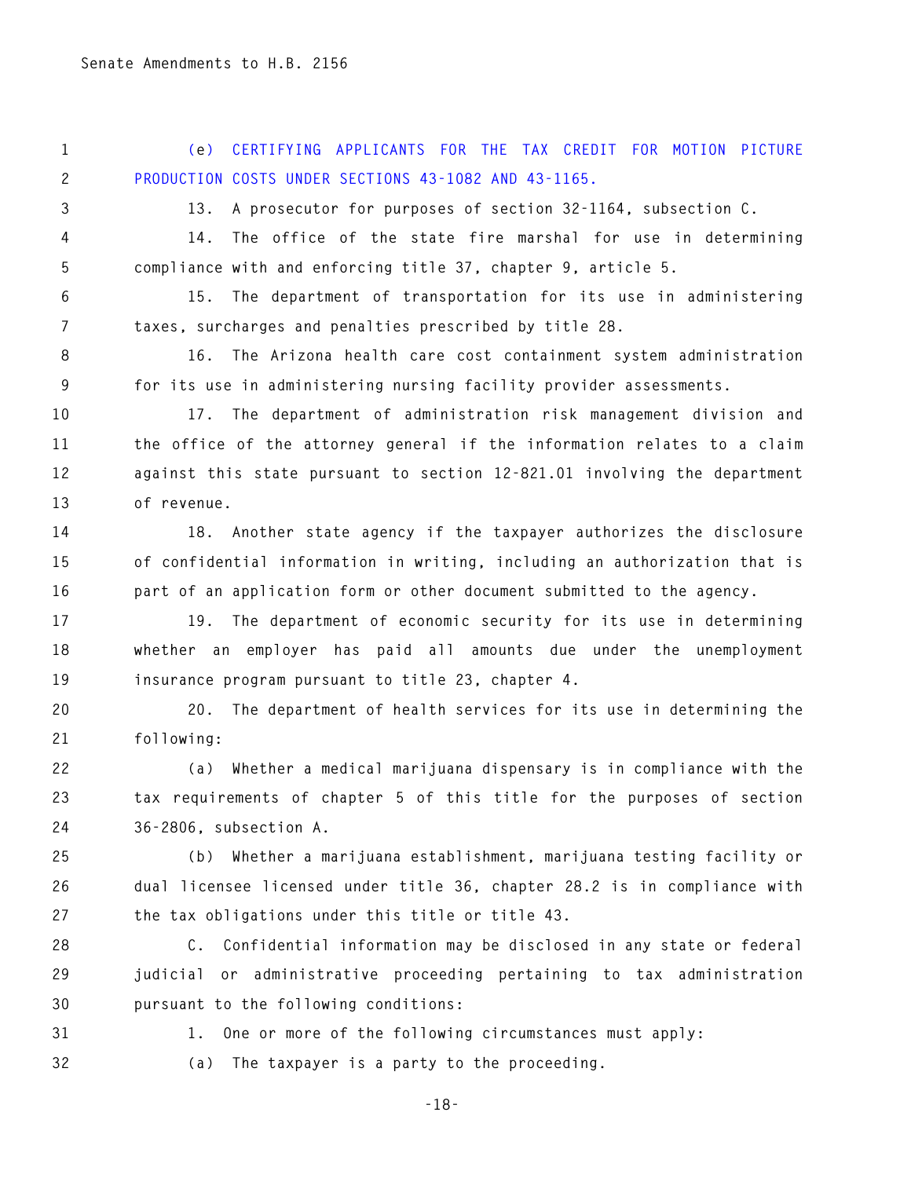(e) CERTIFYING APPLICANTS FOR THE TAX CREDIT FOR MOTION PICTURE PRODUCTION COSTS UNDER SECTIONS 43-1082 AND 43-1165.

13. A prosecutor for purposes of section 32-1164, subsection C.

14. The office of the state fire marshal for use in determining compliance with and enforcing title 37, chapter 9, article 5.

15. The department of transportation for its use in administering taxes, surcharges and penalties prescribed by title 28.

16. The Arizona health care cost containment system administration for its use in administering nursing facility provider assessments.

17. The department of administration risk management division and the office of the attorney general if the information relates to a claim against this state pursuant to section 12-821.01 involving the department of revenue.

18. Another state agency if the taxpayer authorizes the disclosure of confidential information in writing, including an authorization that is part of an application form or other document submitted to the agency.

19. The department of economic security for its use in determining whether an employer has paid all amounts due under the unemployment insurance program pursuant to title 23, chapter 4.

20. The department of health services for its use in determining the following:

(a) Whether a medical marijuana dispensary is in compliance with the tax requirements of chapter 5 of this title for the purposes of section 36-2806, subsection A.

(b) Whether a marijuana establishment, marijuana testing facility or dual licensee licensed under title 36, chapter 28.2 is in compliance with the tax obligations under this title or title 43.

C. Confidential information may be disclosed in any state or federal judicial or administrative proceeding pertaining to tax administration pursuant to the following conditions:

1. One or more of the following circumstances must apply:

(a) The taxpayer is a party to the proceeding.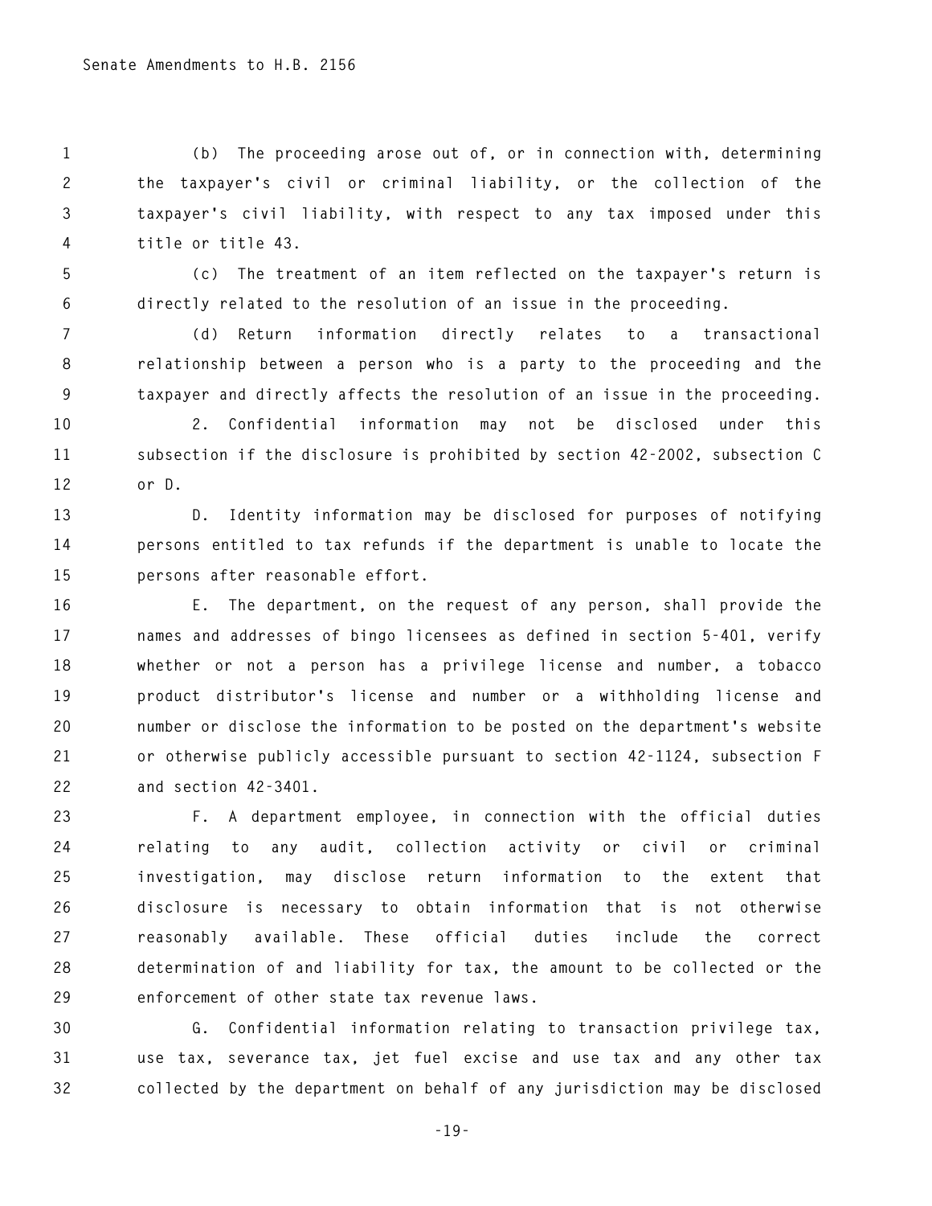(b) The proceeding arose out of, or in connection with, determining the taxpayer's civil or criminal liability, or the collection of the taxpayer's civil liability, with respect to any tax imposed under this title or title 43.

(c) The treatment of an item reflected on the taxpayer's return is directly related to the resolution of an issue in the proceeding.

(d) Return information directly relates to a transactional relationship between a person who is a party to the proceeding and the taxpayer and directly affects the resolution of an issue in the proceeding.

2. Confidential information may not be disclosed under this subsection if the disclosure is prohibited by section 42-2002, subsection C or D.

D. Identity information may be disclosed for purposes of notifying persons entitled to tax refunds if the department is unable to locate the persons after reasonable effort.

E. The department, on the request of any person, shall provide the names and addresses of bingo licensees as defined in section 5-401, verify whether or not a person has a privilege license and number, a tobacco product distributor's license and number or a withholding license and number or disclose the information to be posted on the department's website or otherwise publicly accessible pursuant to section 42-1124, subsection F and section 42-3401.

F. A department employee, in connection with the official duties relating to any audit, collection activity or civil or criminal investigation, may disclose return information to the extent that disclosure is necessary to obtain information that is not otherwise reasonably available. These official duties include the correct determination of and liability for tax, the amount to be collected or the enforcement of other state tax revenue laws.

G. Confidential information relating to transaction privilege tax, use tax, severance tax, jet fuel excise and use tax and any other tax collected by the department on behalf of any jurisdiction may be disclosed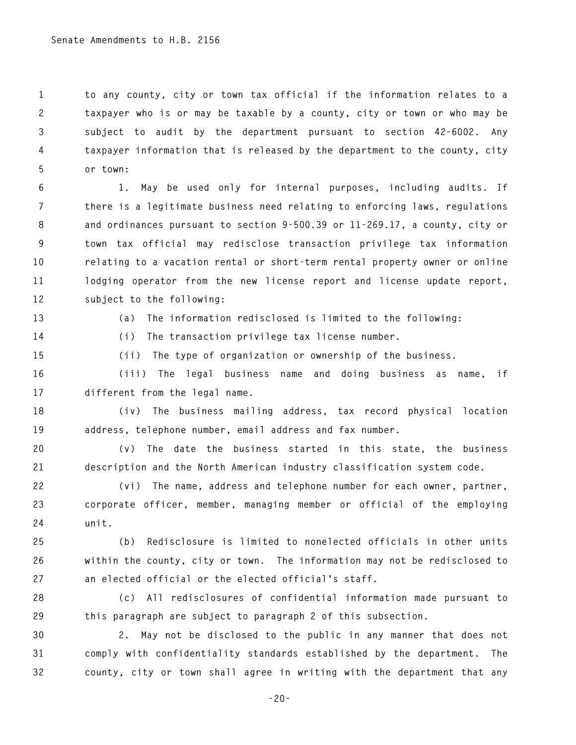to any county, city or town tax official if the information relates to a taxpayer who is or may be taxable by a county, city or town or who may be subject to audit by the department pursuant to section 42-6002. Any taxpayer information that is released by the department to the county, city or town:

1. May be used only for internal purposes, including audits. If there is a legitimate business need relating to enforcing laws, regulations and ordinances pursuant to section 9-500.39 or 11-269.17, a county, city or town tax official may redisclose transaction privilege tax information relating to a vacation rental or short-term rental property owner or online lodging operator from the new license report and license update report, subject to the following:

(a) The information redisclosed is limited to the following:

(i) The transaction privilege tax license number.

(ii) The type of organization or ownership of the business.

(iii) The legal business name and doing business as name, if different from the legal name.

(iv) The business mailing address, tax record physical location address, telephone number, email address and fax number.

(v) The date the business started in this state, the business description and the North American industry classification system code.

(vi) The name, address and telephone number for each owner, partner, corporate officer, member, managing member or official of the employing unit.

(b) Redisclosure is limited to nonelected officials in other units within the county, city or town. The information may not be redisclosed to an elected official or the elected official's staff.

(c) All redisclosures of confidential information made pursuant to this paragraph are subject to paragraph 2 of this subsection.

2. May not be disclosed to the public in any manner that does not comply with confidentiality standards established by the department. The county, city or town shall agree in writing with the department that any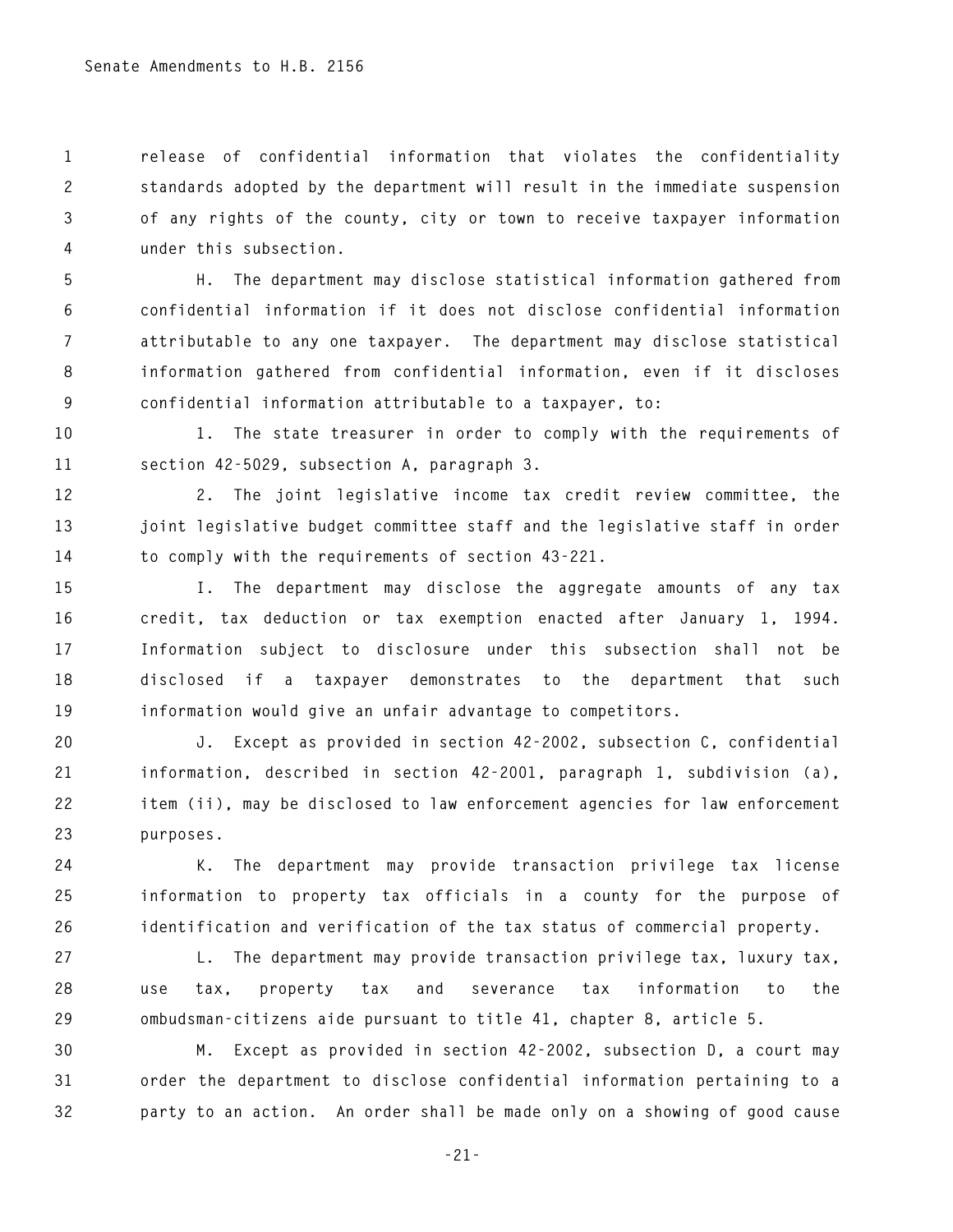release of confidential information that violates the confidentiality standards adopted by the department will result in the immediate suspension of any rights of the county, city or town to receive taxpayer information under this subsection.

H. The department may disclose statistical information gathered from confidential information if it does not disclose confidential information attributable to any one taxpayer. The department may disclose statistical information gathered from confidential information, even if it discloses confidential information attributable to a taxpayer, to:

1. The state treasurer in order to comply with the requirements of section 42-5029, subsection A, paragraph 3.

2. The joint legislative income tax credit review committee, the joint legislative budget committee staff and the legislative staff in order to comply with the requirements of section 43-221.

I. The department may disclose the aggregate amounts of any tax credit, tax deduction or tax exemption enacted after January 1, 1994. Information subject to disclosure under this subsection shall not be disclosed if a taxpayer demonstrates to the department that such information would give an unfair advantage to competitors.

J. Except as provided in section 42-2002, subsection C, confidential information, described in section 42-2001, paragraph 1, subdivision (a), item (ii), may be disclosed to law enforcement agencies for law enforcement purposes.

K. The department may provide transaction privilege tax license information to property tax officials in a county for the purpose of identification and verification of the tax status of commercial property.

L. The department may provide transaction privilege tax, luxury tax, use tax, property tax and severance tax information to the ombudsman-citizens aide pursuant to title 41, chapter 8, article 5.

M. Except as provided in section 42-2002, subsection D, a court may order the department to disclose confidential information pertaining to a party to an action. An order shall be made only on a showing of good cause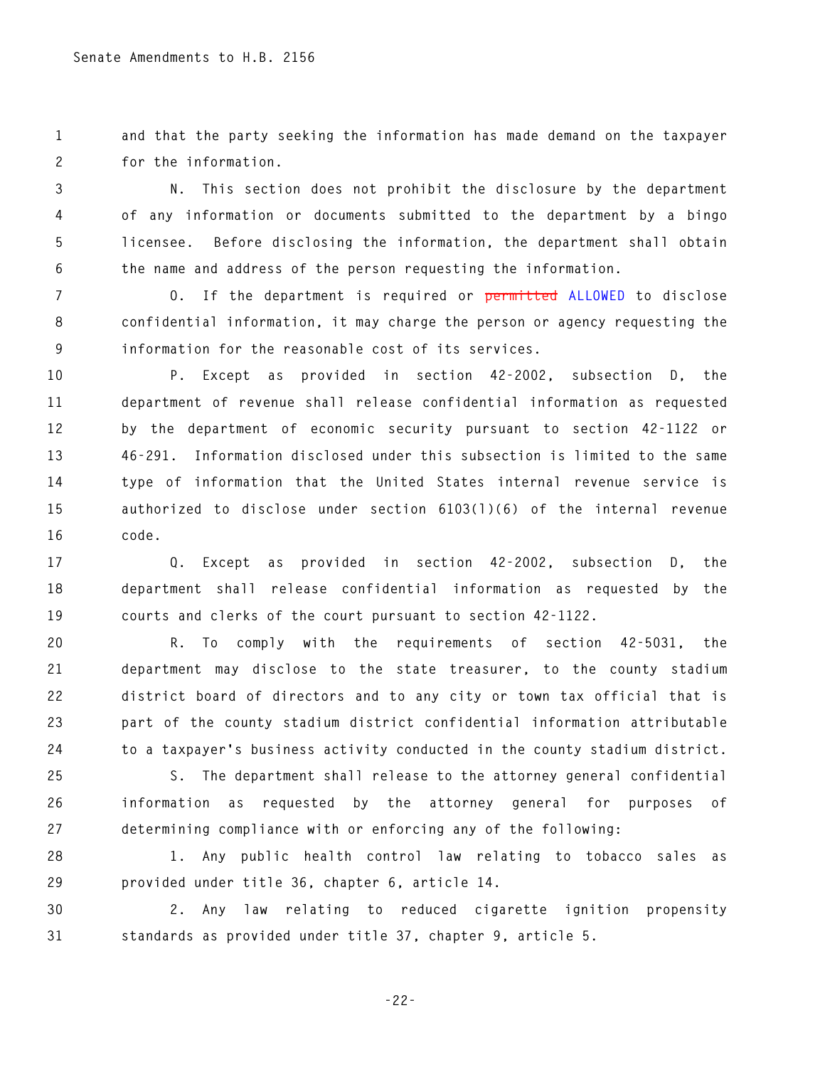and that the party seeking the information has made demand on the taxpayer for the information.

N. This section does not prohibit the disclosure by the department of any information or documents submitted to the department by a bingo licensee. Before disclosing the information, the department shall obtain the name and address of the person requesting the information.

O. If the department is required or ~~permitted~~ ALLOWED to disclose confidential information, it may charge the person or agency requesting the information for the reasonable cost of its services.

P. Except as provided in section 42-2002, subsection D, the department of revenue shall release confidential information as requested by the department of economic security pursuant to section 42-1122 or 46-291. Information disclosed under this subsection is limited to the same type of information that the United States internal revenue service is authorized to disclose under section 6103(l)(6) of the internal revenue code.

Q. Except as provided in section 42-2002, subsection D, the department shall release confidential information as requested by the courts and clerks of the court pursuant to section 42-1122.

R. To comply with the requirements of section 42-5031, the department may disclose to the state treasurer, to the county stadium district board of directors and to any city or town tax official that is part of the county stadium district confidential information attributable to a taxpayer's business activity conducted in the county stadium district.

S. The department shall release to the attorney general confidential information as requested by the attorney general for purposes of determining compliance with or enforcing any of the following:

1. Any public health control law relating to tobacco sales as provided under title 36, chapter 6, article 14.

2. Any law relating to reduced cigarette ignition propensity standards as provided under title 37, chapter 9, article 5.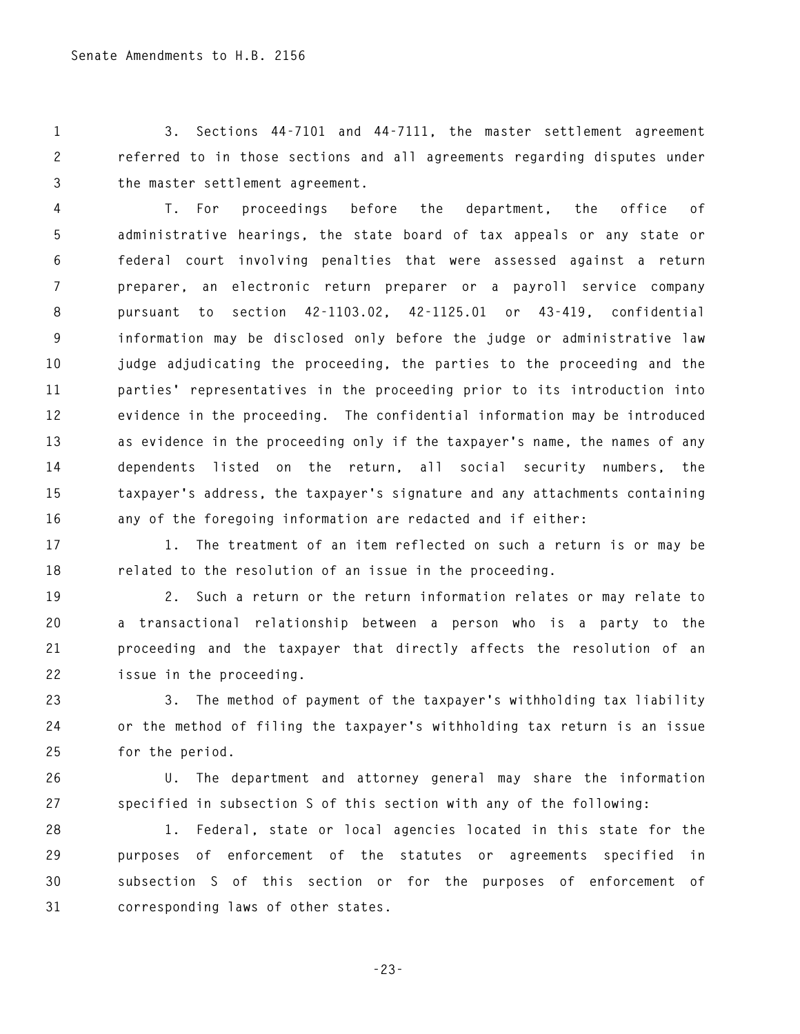3. Sections 44-7101 and 44-7111, the master settlement agreement referred to in those sections and all agreements regarding disputes under the master settlement agreement.

T. For proceedings before the department, the office of administrative hearings, the state board of tax appeals or any state or federal court involving penalties that were assessed against a return preparer, an electronic return preparer or a payroll service company pursuant to section 42-1103.02, 42-1125.01 or 43-419, confidential information may be disclosed only before the judge or administrative law judge adjudicating the proceeding, the parties to the proceeding and the parties' representatives in the proceeding prior to its introduction into evidence in the proceeding. The confidential information may be introduced as evidence in the proceeding only if the taxpayer's name, the names of any dependents listed on the return, all social security numbers, the taxpayer's address, the taxpayer's signature and any attachments containing any of the foregoing information are redacted and if either:

1. The treatment of an item reflected on such a return is or may be related to the resolution of an issue in the proceeding.

2. Such a return or the return information relates or may relate to a transactional relationship between a person who is a party to the proceeding and the taxpayer that directly affects the resolution of an issue in the proceeding.

3. The method of payment of the taxpayer's withholding tax liability or the method of filing the taxpayer's withholding tax return is an issue for the period.

U. The department and attorney general may share the information specified in subsection S of this section with any of the following:

1. Federal, state or local agencies located in this state for the purposes of enforcement of the statutes or agreements specified in subsection S of this section or for the purposes of enforcement of corresponding laws of other states.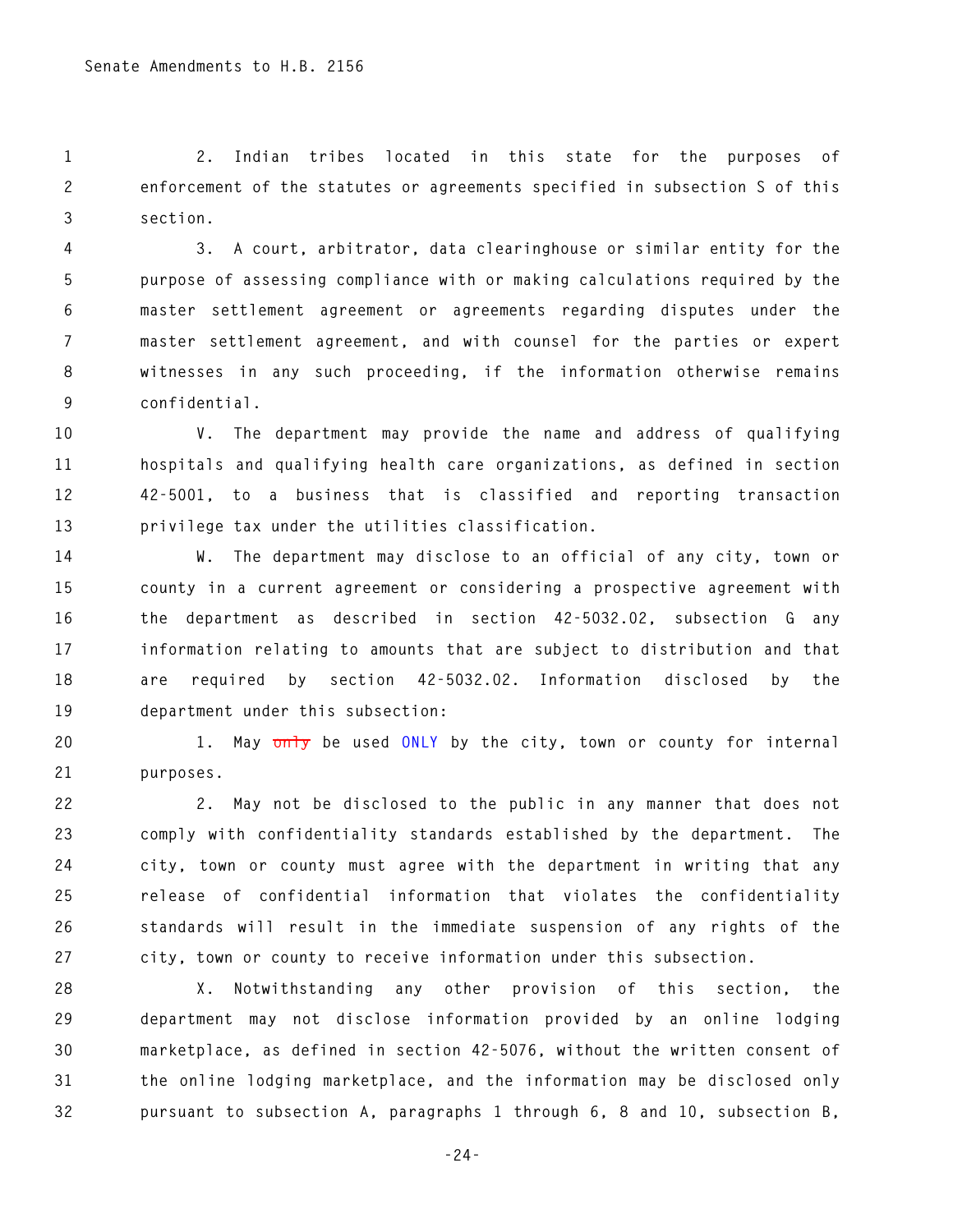2. Indian tribes located in this state for the purposes of enforcement of the statutes or agreements specified in subsection S of this section.

3. A court, arbitrator, data clearinghouse or similar entity for the purpose of assessing compliance with or making calculations required by the master settlement agreement or agreements regarding disputes under the master settlement agreement, and with counsel for the parties or expert witnesses in any such proceeding, if the information otherwise remains confidential.

V. The department may provide the name and address of qualifying hospitals and qualifying health care organizations, as defined in section 42-5001, to a business that is classified and reporting transaction privilege tax under the utilities classification.

W. The department may disclose to an official of any city, town or county in a current agreement or considering a prospective agreement with the department as described in section 42-5032.02, subsection G any information relating to amounts that are subject to distribution and that are required by section 42-5032.02. Information disclosed by the department under this subsection:

1. May ~~only~~ be used ONLY by the city, town or county for internal purposes.

2. May not be disclosed to the public in any manner that does not comply with confidentiality standards established by the department. The city, town or county must agree with the department in writing that any release of confidential information that violates the confidentiality standards will result in the immediate suspension of any rights of the city, town or county to receive information under this subsection.

X. Notwithstanding any other provision of this section, the department may not disclose information provided by an online lodging marketplace, as defined in section 42-5076, without the written consent of the online lodging marketplace, and the information may be disclosed only pursuant to subsection A, paragraphs 1 through 6, 8 and 10, subsection B,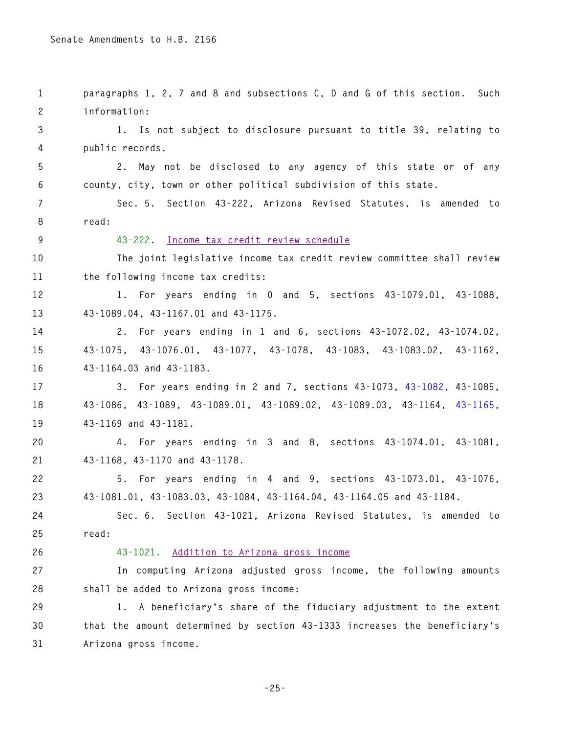paragraphs 1, 2, 7 and 8 and subsections C, D and G of this section. Such information:

1. Is not subject to disclosure pursuant to title 39, relating to public records.

2. May not be disclosed to any agency of this state or of any county, city, town or other political subdivision of this state.

Sec. 5. Section 43-222, Arizona Revised Statutes, is amended to read:

43-222. Income tax credit review schedule

The joint legislative income tax credit review committee shall review the following income tax credits:

1. For years ending in 0 and 5, sections 43-1079.01, 43-1088, 43-1089.04, 43-1167.01 and 43-1175.

2. For years ending in 1 and 6, sections 43-1072.02, 43-1074.02, 43-1075, 43-1076.01, 43-1077, 43-1078, 43-1083, 43-1083.02, 43-1162, 43-1164.03 and 43-1183.

3. For years ending in 2 and 7, sections 43-1073, 43-1082, 43-1085, 43-1086, 43-1089, 43-1089.01, 43-1089.02, 43-1089.03, 43-1164, 43-1165, 43-1169 and 43-1181.

4. For years ending in 3 and 8, sections 43-1074.01, 43-1081, 43-1168, 43-1170 and 43-1178.

5. For years ending in 4 and 9, sections 43-1073.01, 43-1076, 43-1081.01, 43-1083.03, 43-1084, 43-1164.04, 43-1164.05 and 43-1184.

Sec. 6. Section 43-1021, Arizona Revised Statutes, is amended to read:

43-1021. Addition to Arizona gross income

In computing Arizona adjusted gross income, the following amounts shall be added to Arizona gross income:

1. A beneficiary's share of the fiduciary adjustment to the extent that the amount determined by section 43-1333 increases the beneficiary's Arizona gross income.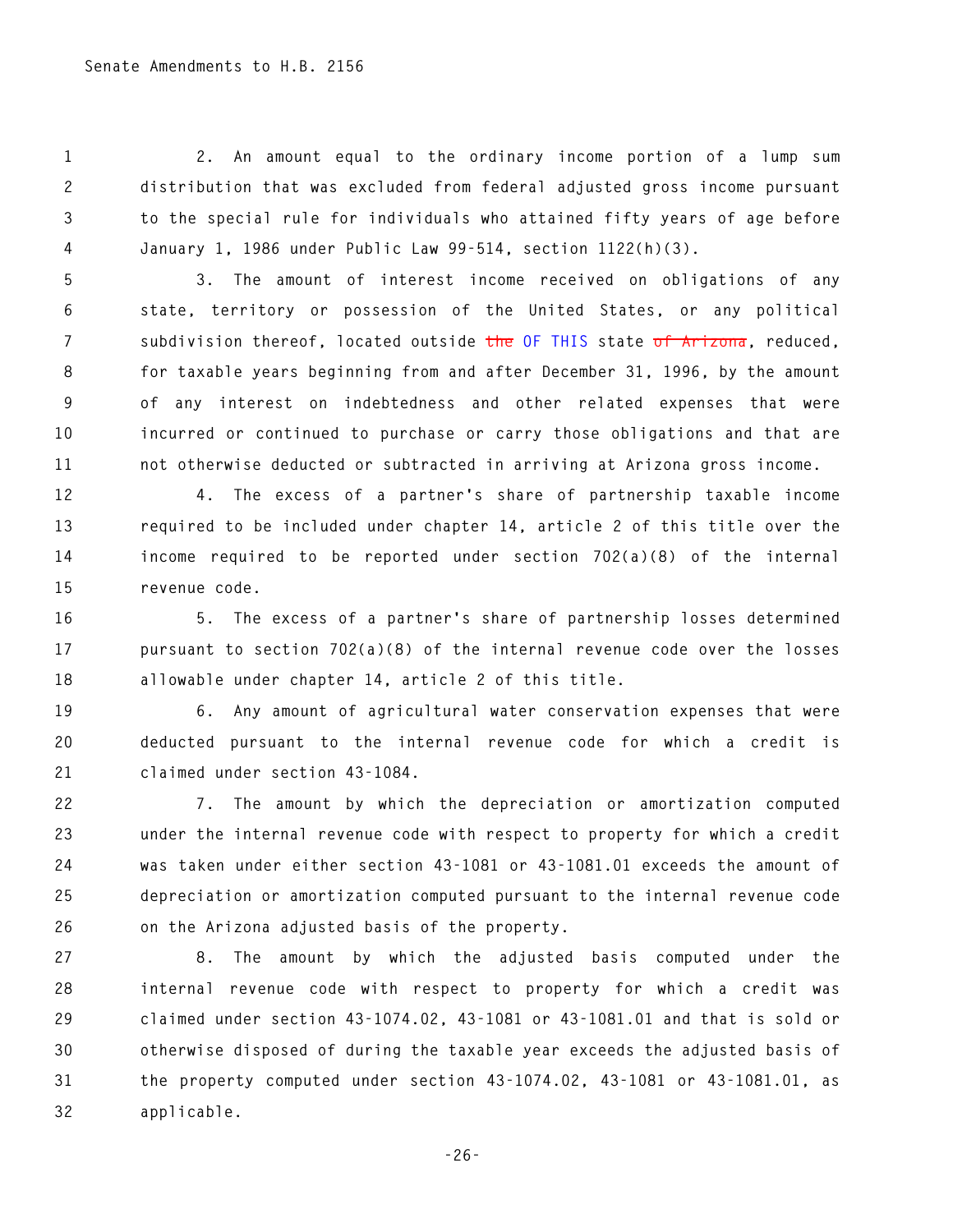2. An amount equal to the ordinary income portion of a lump sum distribution that was excluded from federal adjusted gross income pursuant to the special rule for individuals who attained fifty years of age before January 1, 1986 under Public Law 99-514, section 1122(h)(3).

3. The amount of interest income received on obligations of any state, territory or possession of the United States, or any political subdivision thereof, located outside ~~the~~ OF THIS state ~~of Arizona~~, reduced, for taxable years beginning from and after December 31, 1996, by the amount of any interest on indebtedness and other related expenses that were incurred or continued to purchase or carry those obligations and that are not otherwise deducted or subtracted in arriving at Arizona gross income.

4. The excess of a partner's share of partnership taxable income required to be included under chapter 14, article 2 of this title over the income required to be reported under section 702(a)(8) of the internal revenue code.

5. The excess of a partner's share of partnership losses determined pursuant to section 702(a)(8) of the internal revenue code over the losses allowable under chapter 14, article 2 of this title.

6. Any amount of agricultural water conservation expenses that were deducted pursuant to the internal revenue code for which a credit is claimed under section 43-1084.

7. The amount by which the depreciation or amortization computed under the internal revenue code with respect to property for which a credit was taken under either section 43-1081 or 43-1081.01 exceeds the amount of depreciation or amortization computed pursuant to the internal revenue code on the Arizona adjusted basis of the property.

8. The amount by which the adjusted basis computed under the internal revenue code with respect to property for which a credit was claimed under section 43-1074.02, 43-1081 or 43-1081.01 and that is sold or otherwise disposed of during the taxable year exceeds the adjusted basis of the property computed under section 43-1074.02, 43-1081 or 43-1081.01, as applicable.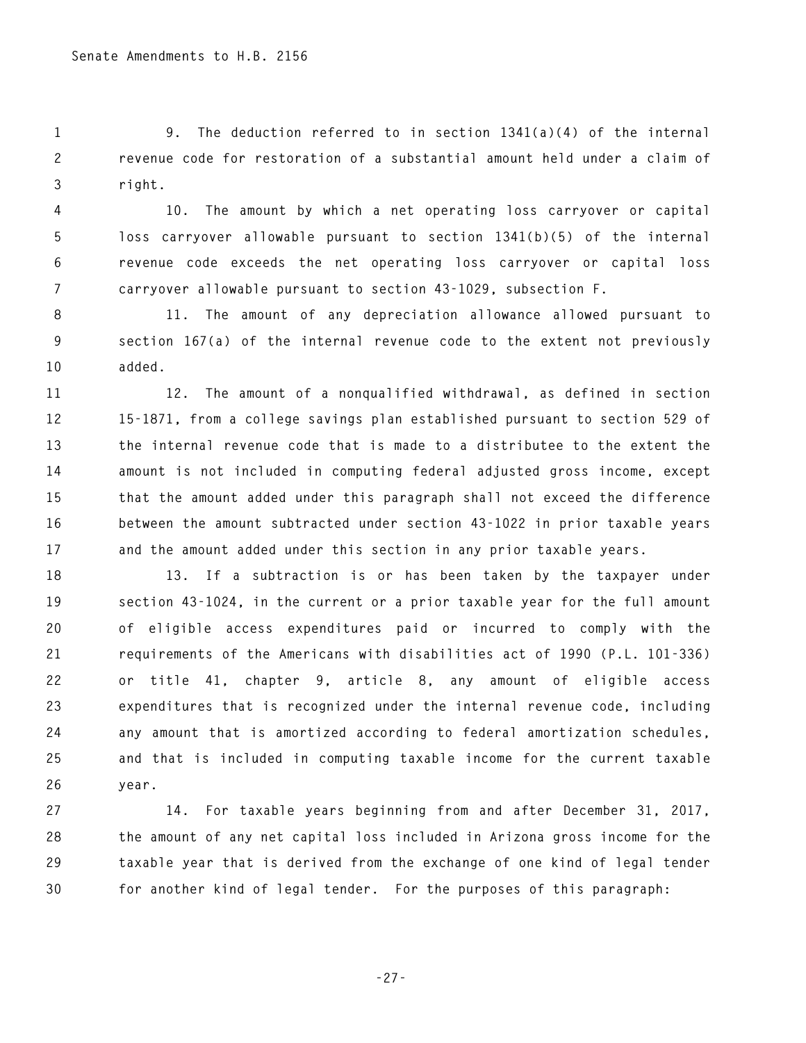9. The deduction referred to in section 1341(a)(4) of the internal revenue code for restoration of a substantial amount held under a claim of right.

10. The amount by which a net operating loss carryover or capital loss carryover allowable pursuant to section 1341(b)(5) of the internal revenue code exceeds the net operating loss carryover or capital loss carryover allowable pursuant to section 43-1029, subsection F.

11. The amount of any depreciation allowance allowed pursuant to section 167(a) of the internal revenue code to the extent not previously added.

12. The amount of a nonqualified withdrawal, as defined in section 15-1871, from a college savings plan established pursuant to section 529 of the internal revenue code that is made to a distributee to the extent the amount is not included in computing federal adjusted gross income, except that the amount added under this paragraph shall not exceed the difference between the amount subtracted under section 43-1022 in prior taxable years and the amount added under this section in any prior taxable years.

13. If a subtraction is or has been taken by the taxpayer under section 43-1024, in the current or a prior taxable year for the full amount of eligible access expenditures paid or incurred to comply with the requirements of the Americans with disabilities act of 1990 (P.L. 101-336) or title 41, chapter 9, article 8, any amount of eligible access expenditures that is recognized under the internal revenue code, including any amount that is amortized according to federal amortization schedules, and that is included in computing taxable income for the current taxable year.

14. For taxable years beginning from and after December 31, 2017, the amount of any net capital loss included in Arizona gross income for the taxable year that is derived from the exchange of one kind of legal tender for another kind of legal tender. For the purposes of this paragraph: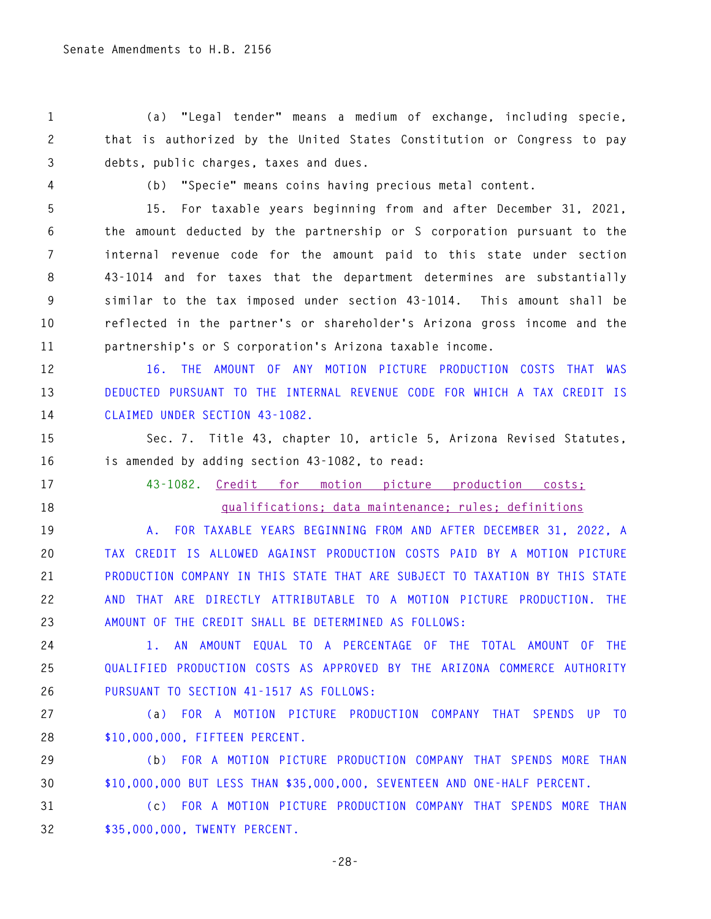(a) "Legal tender" means a medium of exchange, including specie, that is authorized by the United States Constitution or Congress to pay debts, public charges, taxes and dues.

(b) "Specie" means coins having precious metal content.

15. For taxable years beginning from and after December 31, 2021, the amount deducted by the partnership or S corporation pursuant to the internal revenue code for the amount paid to this state under section 43-1014 and for taxes that the department determines are substantially similar to the tax imposed under section 43-1014. This amount shall be reflected in the partner's or shareholder's Arizona gross income and the partnership's or S corporation's Arizona taxable income.

16. THE AMOUNT OF ANY MOTION PICTURE PRODUCTION COSTS THAT WAS DEDUCTED PURSUANT TO THE INTERNAL REVENUE CODE FOR WHICH A TAX CREDIT IS CLAIMED UNDER SECTION 43-1082.

Sec. 7. Title 43, chapter 10, article 5, Arizona Revised Statutes, is amended by adding section 43-1082, to read:

43-1082. Credit for motion picture production costs; qualifications; data maintenance; rules; definitions

A. FOR TAXABLE YEARS BEGINNING FROM AND AFTER DECEMBER 31, 2022, A TAX CREDIT IS ALLOWED AGAINST PRODUCTION COSTS PAID BY A MOTION PICTURE PRODUCTION COMPANY IN THIS STATE THAT ARE SUBJECT TO TAXATION BY THIS STATE AND THAT ARE DIRECTLY ATTRIBUTABLE TO A MOTION PICTURE PRODUCTION. THE AMOUNT OF THE CREDIT SHALL BE DETERMINED AS FOLLOWS:

1. AN AMOUNT EQUAL TO A PERCENTAGE OF THE TOTAL AMOUNT OF THE QUALIFIED PRODUCTION COSTS AS APPROVED BY THE ARIZONA COMMERCE AUTHORITY PURSUANT TO SECTION 41-1517 AS FOLLOWS:

(a) FOR A MOTION PICTURE PRODUCTION COMPANY THAT SPENDS UP TO $10,000,000, FIFTEEN PERCENT.

(b) FOR A MOTION PICTURE PRODUCTION COMPANY THAT SPENDS MORE THAN $10,000,000 BUT LESS THAN $35,000,000, SEVENTEEN AND ONE-HALF PERCENT.

(c) FOR A MOTION PICTURE PRODUCTION COMPANY THAT SPENDS MORE THAN $35,000,000, TWENTY PERCENT.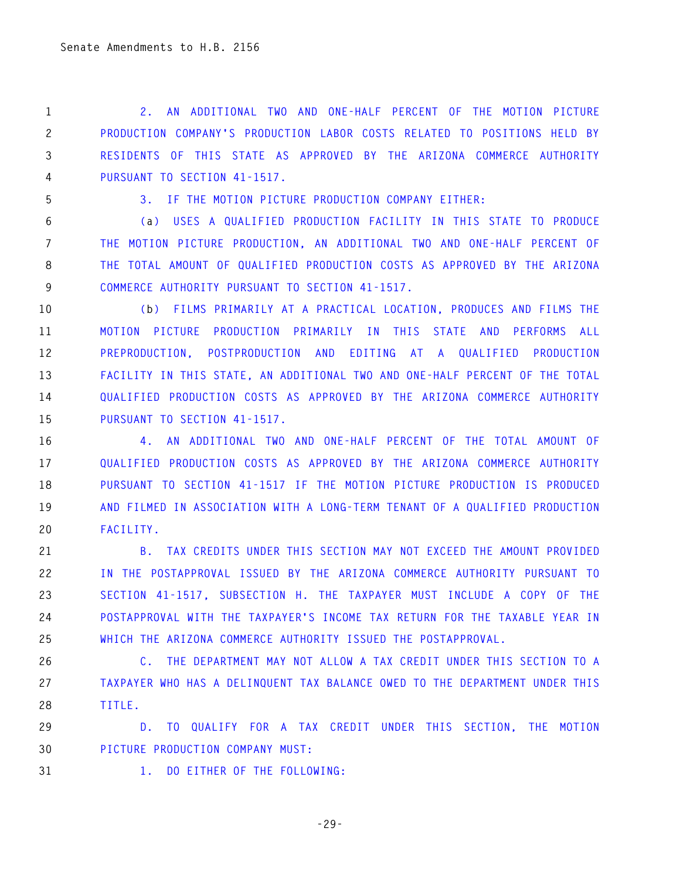2. AN ADDITIONAL TWO AND ONE-HALF PERCENT OF THE MOTION PICTURE PRODUCTION COMPANY'S PRODUCTION LABOR COSTS RELATED TO POSITIONS HELD BY RESIDENTS OF THIS STATE AS APPROVED BY THE ARIZONA COMMERCE AUTHORITY PURSUANT TO SECTION 41-1517.

3. IF THE MOTION PICTURE PRODUCTION COMPANY EITHER:

(a) USES A QUALIFIED PRODUCTION FACILITY IN THIS STATE TO PRODUCE THE MOTION PICTURE PRODUCTION, AN ADDITIONAL TWO AND ONE-HALF PERCENT OF THE TOTAL AMOUNT OF QUALIFIED PRODUCTION COSTS AS APPROVED BY THE ARIZONA COMMERCE AUTHORITY PURSUANT TO SECTION 41-1517.

(b) FILMS PRIMARILY AT A PRACTICAL LOCATION, PRODUCES AND FILMS THE MOTION PICTURE PRODUCTION PRIMARILY IN THIS STATE AND PERFORMS ALL PREPRODUCTION, POSTPRODUCTION AND EDITING AT A QUALIFIED PRODUCTION FACILITY IN THIS STATE, AN ADDITIONAL TWO AND ONE-HALF PERCENT OF THE TOTAL QUALIFIED PRODUCTION COSTS AS APPROVED BY THE ARIZONA COMMERCE AUTHORITY PURSUANT TO SECTION 41-1517.

4. AN ADDITIONAL TWO AND ONE-HALF PERCENT OF THE TOTAL AMOUNT OF QUALIFIED PRODUCTION COSTS AS APPROVED BY THE ARIZONA COMMERCE AUTHORITY PURSUANT TO SECTION 41-1517 IF THE MOTION PICTURE PRODUCTION IS PRODUCED AND FILMED IN ASSOCIATION WITH A LONG-TERM TENANT OF A QUALIFIED PRODUCTION FACILITY.

B. TAX CREDITS UNDER THIS SECTION MAY NOT EXCEED THE AMOUNT PROVIDED IN THE POSTAPPROVAL ISSUED BY THE ARIZONA COMMERCE AUTHORITY PURSUANT TO SECTION 41-1517, SUBSECTION H. THE TAXPAYER MUST INCLUDE A COPY OF THE POSTAPPROVAL WITH THE TAXPAYER'S INCOME TAX RETURN FOR THE TAXABLE YEAR IN WHICH THE ARIZONA COMMERCE AUTHORITY ISSUED THE POSTAPPROVAL.

C. THE DEPARTMENT MAY NOT ALLOW A TAX CREDIT UNDER THIS SECTION TO A TAXPAYER WHO HAS A DELINQUENT TAX BALANCE OWED TO THE DEPARTMENT UNDER THIS TITLE.

D. TO QUALIFY FOR A TAX CREDIT UNDER THIS SECTION, THE MOTION PICTURE PRODUCTION COMPANY MUST:

1. DO EITHER OF THE FOLLOWING: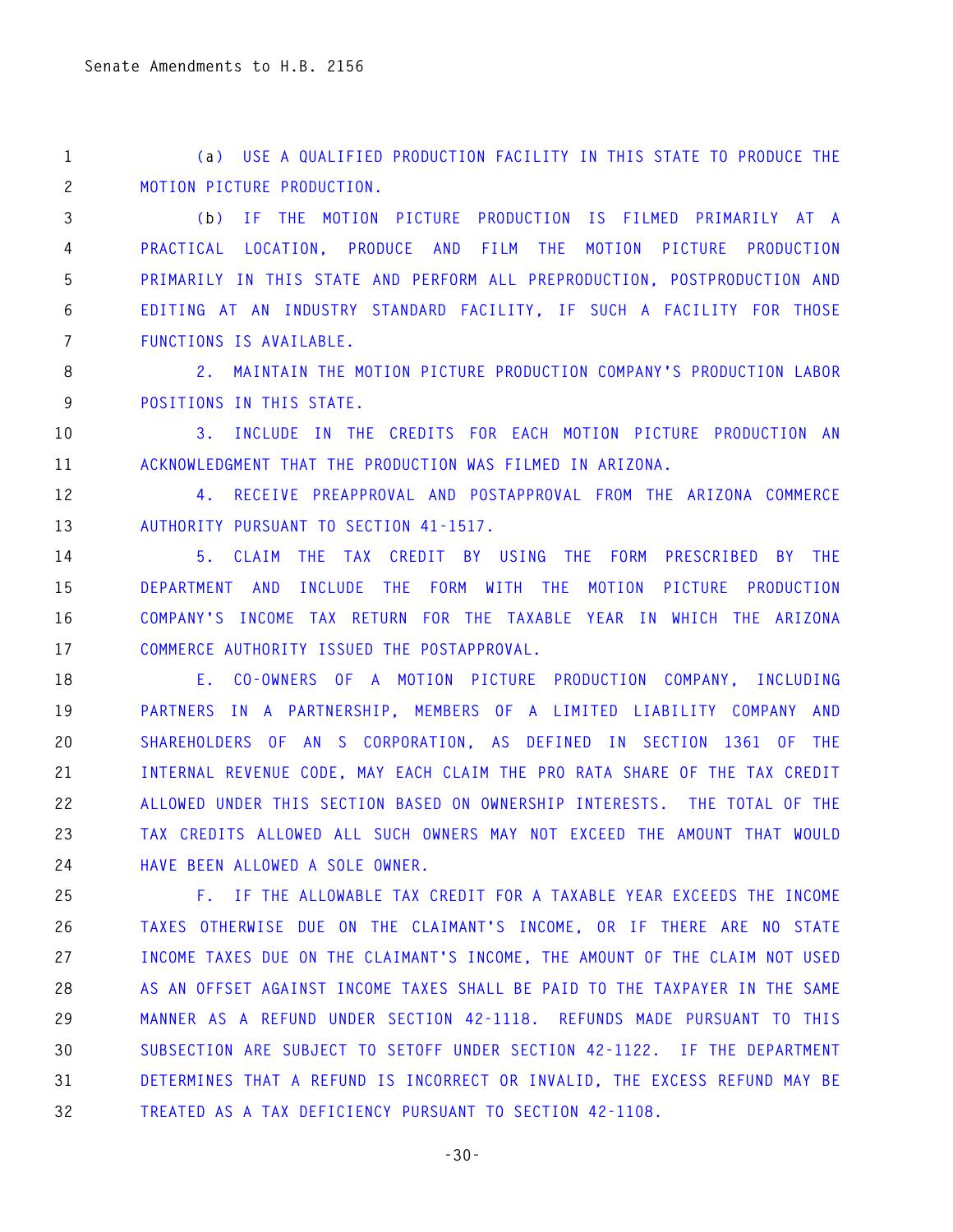(a) USE A QUALIFIED PRODUCTION FACILITY IN THIS STATE TO PRODUCE THE MOTION PICTURE PRODUCTION.

(b) IF THE MOTION PICTURE PRODUCTION IS FILMED PRIMARILY AT A PRACTICAL LOCATION, PRODUCE AND FILM THE MOTION PICTURE PRODUCTION PRIMARILY IN THIS STATE AND PERFORM ALL PREPRODUCTION, POSTPRODUCTION AND EDITING AT AN INDUSTRY STANDARD FACILITY, IF SUCH A FACILITY FOR THOSE FUNCTIONS IS AVAILABLE.

2. MAINTAIN THE MOTION PICTURE PRODUCTION COMPANY'S PRODUCTION LABOR POSITIONS IN THIS STATE.

3. INCLUDE IN THE CREDITS FOR EACH MOTION PICTURE PRODUCTION AN ACKNOWLEDGMENT THAT THE PRODUCTION WAS FILMED IN ARIZONA.

4. RECEIVE PREAPPROVAL AND POSTAPPROVAL FROM THE ARIZONA COMMERCE AUTHORITY PURSUANT TO SECTION 41-1517.

5. CLAIM THE TAX CREDIT BY USING THE FORM PRESCRIBED BY THE DEPARTMENT AND INCLUDE THE FORM WITH THE MOTION PICTURE PRODUCTION COMPANY'S INCOME TAX RETURN FOR THE TAXABLE YEAR IN WHICH THE ARIZONA COMMERCE AUTHORITY ISSUED THE POSTAPPROVAL.

E. CO-OWNERS OF A MOTION PICTURE PRODUCTION COMPANY, INCLUDING PARTNERS IN A PARTNERSHIP, MEMBERS OF A LIMITED LIABILITY COMPANY AND SHAREHOLDERS OF AN S CORPORATION, AS DEFINED IN SECTION 1361 OF THE INTERNAL REVENUE CODE, MAY EACH CLAIM THE PRO RATA SHARE OF THE TAX CREDIT ALLOWED UNDER THIS SECTION BASED ON OWNERSHIP INTERESTS. THE TOTAL OF THE TAX CREDITS ALLOWED ALL SUCH OWNERS MAY NOT EXCEED THE AMOUNT THAT WOULD HAVE BEEN ALLOWED A SOLE OWNER.

F. IF THE ALLOWABLE TAX CREDIT FOR A TAXABLE YEAR EXCEEDS THE INCOME TAXES OTHERWISE DUE ON THE CLAIMANT'S INCOME, OR IF THERE ARE NO STATE INCOME TAXES DUE ON THE CLAIMANT'S INCOME, THE AMOUNT OF THE CLAIM NOT USED AS AN OFFSET AGAINST INCOME TAXES SHALL BE PAID TO THE TAXPAYER IN THE SAME MANNER AS A REFUND UNDER SECTION 42-1118. REFUNDS MADE PURSUANT TO THIS SUBSECTION ARE SUBJECT TO SETOFF UNDER SECTION 42-1122. IF THE DEPARTMENT DETERMINES THAT A REFUND IS INCORRECT OR INVALID, THE EXCESS REFUND MAY BE TREATED AS A TAX DEFICIENCY PURSUANT TO SECTION 42-1108.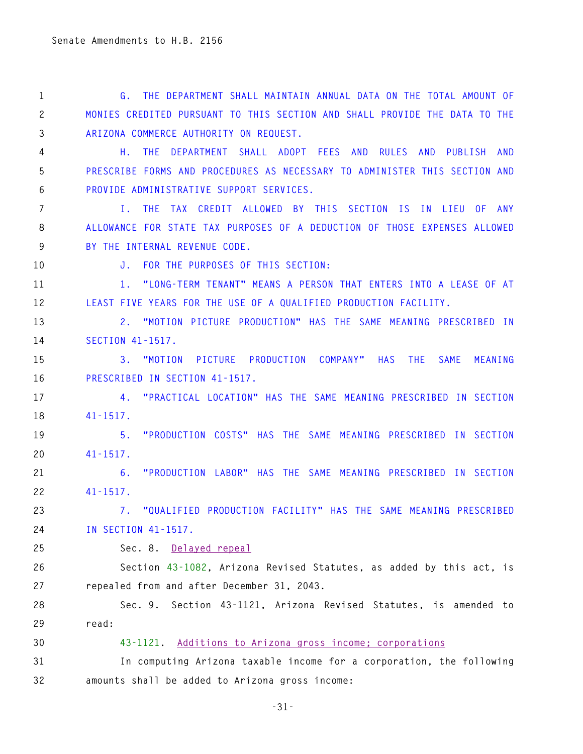G. THE DEPARTMENT SHALL MAINTAIN ANNUAL DATA ON THE TOTAL AMOUNT OF MONIES CREDITED PURSUANT TO THIS SECTION AND SHALL PROVIDE THE DATA TO THE ARIZONA COMMERCE AUTHORITY ON REQUEST.

H. THE DEPARTMENT SHALL ADOPT FEES AND RULES AND PUBLISH AND PRESCRIBE FORMS AND PROCEDURES AS NECESSARY TO ADMINISTER THIS SECTION AND PROVIDE ADMINISTRATIVE SUPPORT SERVICES.

I. THE TAX CREDIT ALLOWED BY THIS SECTION IS IN LIEU OF ANY ALLOWANCE FOR STATE TAX PURPOSES OF A DEDUCTION OF THOSE EXPENSES ALLOWED BY THE INTERNAL REVENUE CODE.

J. FOR THE PURPOSES OF THIS SECTION:

1. "LONG-TERM TENANT" MEANS A PERSON THAT ENTERS INTO A LEASE OF AT LEAST FIVE YEARS FOR THE USE OF A QUALIFIED PRODUCTION FACILITY.

2. "MOTION PICTURE PRODUCTION" HAS THE SAME MEANING PRESCRIBED IN SECTION 41-1517.

3. "MOTION PICTURE PRODUCTION COMPANY" HAS THE SAME MEANING PRESCRIBED IN SECTION 41-1517.

4. "PRACTICAL LOCATION" HAS THE SAME MEANING PRESCRIBED IN SECTION 41-1517.

5. "PRODUCTION COSTS" HAS THE SAME MEANING PRESCRIBED IN SECTION 41-1517.

6. "PRODUCTION LABOR" HAS THE SAME MEANING PRESCRIBED IN SECTION 41-1517.

7. "QUALIFIED PRODUCTION FACILITY" HAS THE SAME MEANING PRESCRIBED IN SECTION 41-1517.

Sec. 8. Delayed repeal

Section 43-1082, Arizona Revised Statutes, as added by this act, is repealed from and after December 31, 2043.

Sec. 9. Section 43-1121, Arizona Revised Statutes, is amended to read:

43-1121. Additions to Arizona gross income; corporations

In computing Arizona taxable income for a corporation, the following amounts shall be added to Arizona gross income: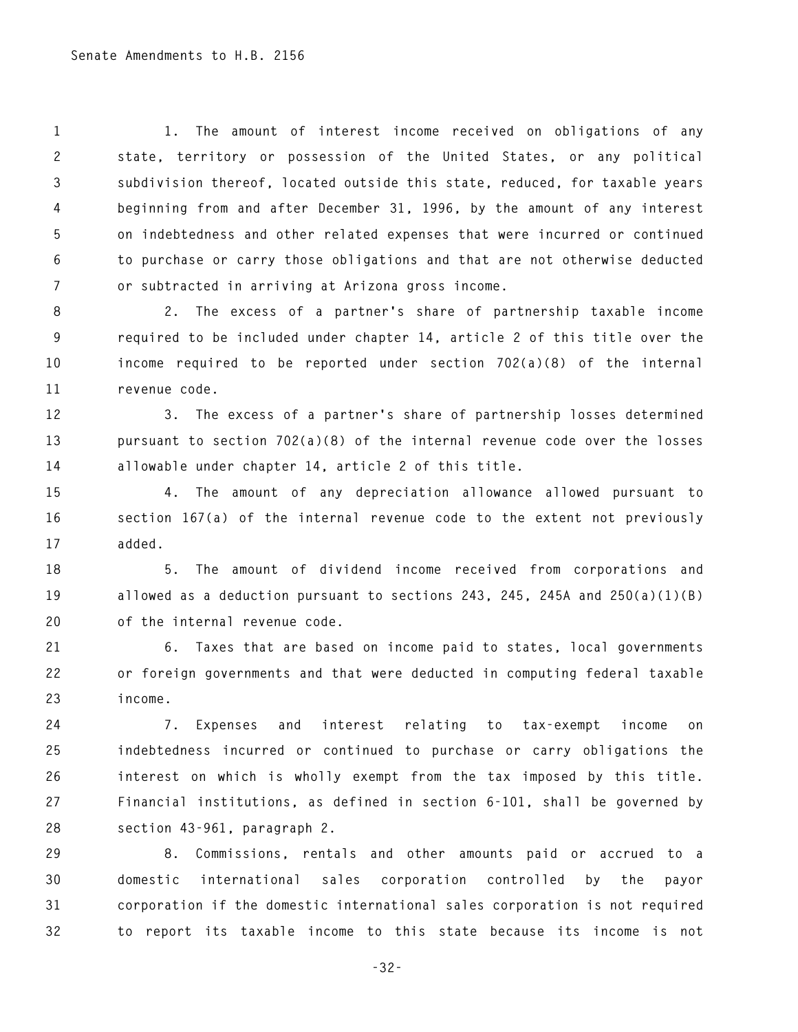1. The amount of interest income received on obligations of any state, territory or possession of the United States, or any political subdivision thereof, located outside this state, reduced, for taxable years beginning from and after December 31, 1996, by the amount of any interest on indebtedness and other related expenses that were incurred or continued to purchase or carry those obligations and that are not otherwise deducted or subtracted in arriving at Arizona gross income.

2. The excess of a partner's share of partnership taxable income required to be included under chapter 14, article 2 of this title over the income required to be reported under section 702(a)(8) of the internal revenue code.

3. The excess of a partner's share of partnership losses determined pursuant to section 702(a)(8) of the internal revenue code over the losses allowable under chapter 14, article 2 of this title.

4. The amount of any depreciation allowance allowed pursuant to section 167(a) of the internal revenue code to the extent not previously added.

5. The amount of dividend income received from corporations and allowed as a deduction pursuant to sections 243, 245, 245A and 250(a)(1)(B) of the internal revenue code.

6. Taxes that are based on income paid to states, local governments or foreign governments and that were deducted in computing federal taxable income.

7. Expenses and interest relating to tax-exempt income on indebtedness incurred or continued to purchase or carry obligations the interest on which is wholly exempt from the tax imposed by this title. Financial institutions, as defined in section 6-101, shall be governed by section 43-961, paragraph 2.

8. Commissions, rentals and other amounts paid or accrued to a domestic international sales corporation controlled by the payor corporation if the domestic international sales corporation is not required to report its taxable income to this state because its income is not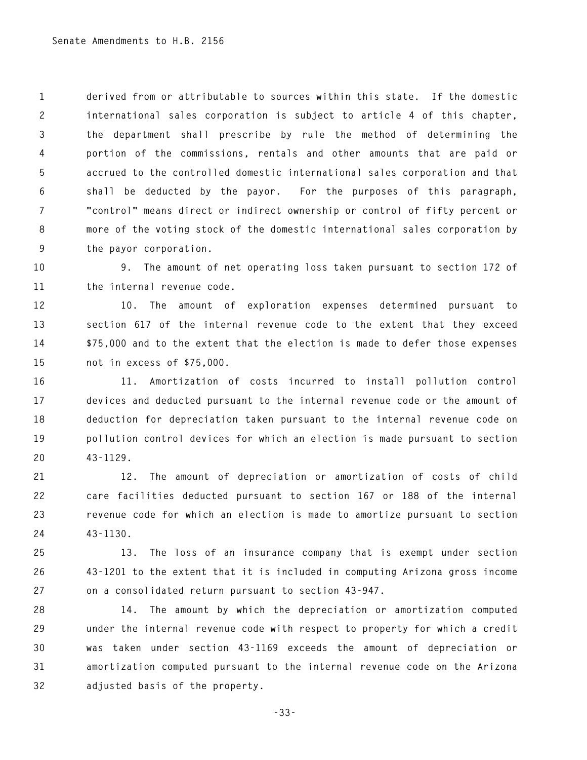derived from or attributable to sources within this state. If the domestic international sales corporation is subject to article 4 of this chapter, the department shall prescribe by rule the method of determining the portion of the commissions, rentals and other amounts that are paid or accrued to the controlled domestic international sales corporation and that shall be deducted by the payor. For the purposes of this paragraph, "control" means direct or indirect ownership or control of fifty percent or more of the voting stock of the domestic international sales corporation by the payor corporation.

9. The amount of net operating loss taken pursuant to section 172 of the internal revenue code.

10. The amount of exploration expenses determined pursuant to section 617 of the internal revenue code to the extent that they exceed $75,000 and to the extent that the election is made to defer those expenses not in excess of $75,000.

11. Amortization of costs incurred to install pollution control devices and deducted pursuant to the internal revenue code or the amount of deduction for depreciation taken pursuant to the internal revenue code on pollution control devices for which an election is made pursuant to section 43-1129.

12. The amount of depreciation or amortization of costs of child care facilities deducted pursuant to section 167 or 188 of the internal revenue code for which an election is made to amortize pursuant to section 43-1130.

13. The loss of an insurance company that is exempt under section 43-1201 to the extent that it is included in computing Arizona gross income on a consolidated return pursuant to section 43-947.

14. The amount by which the depreciation or amortization computed under the internal revenue code with respect to property for which a credit was taken under section 43-1169 exceeds the amount of depreciation or amortization computed pursuant to the internal revenue code on the Arizona adjusted basis of the property.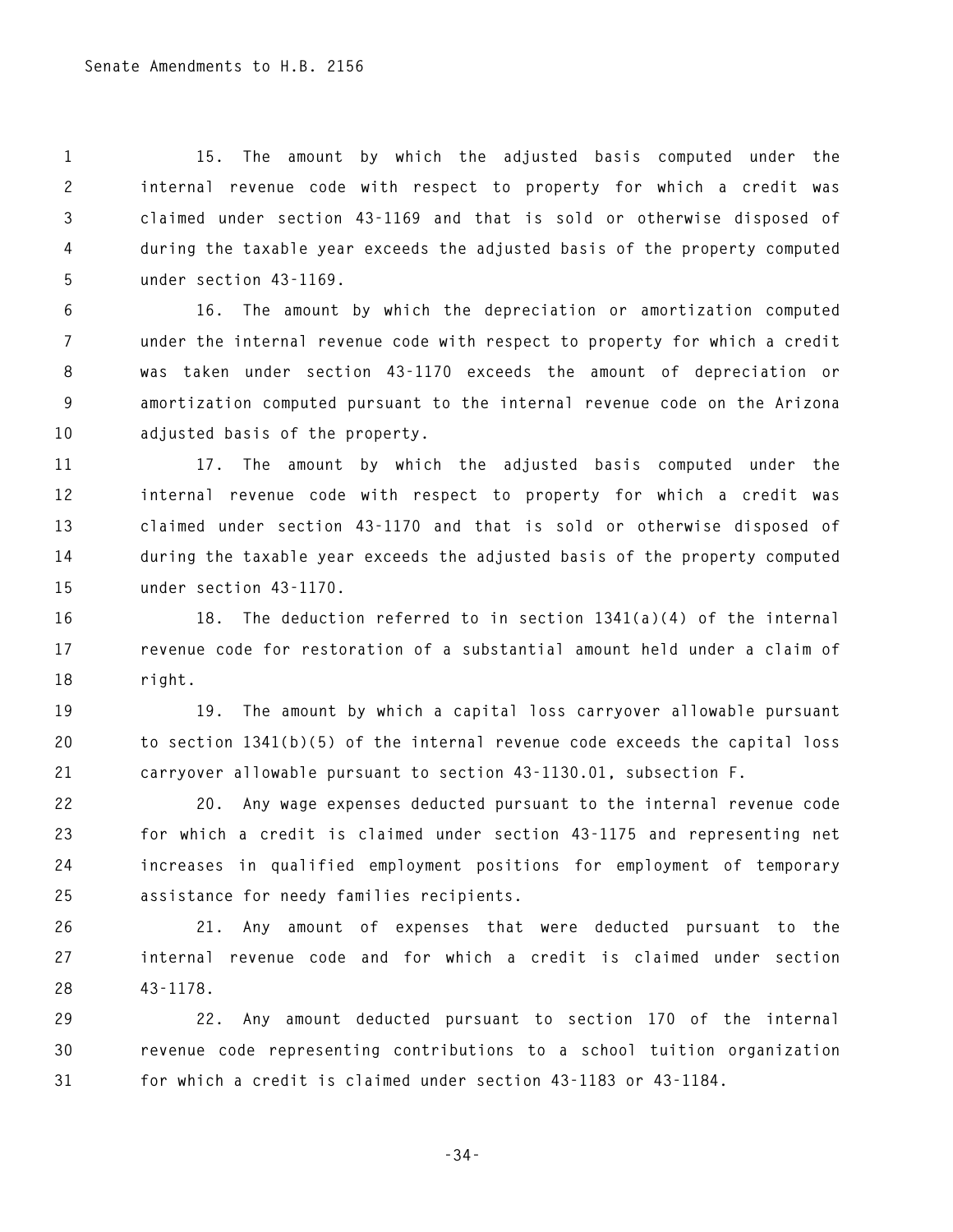15. The amount by which the adjusted basis computed under the internal revenue code with respect to property for which a credit was claimed under section 43-1169 and that is sold or otherwise disposed of during the taxable year exceeds the adjusted basis of the property computed under section 43-1169.

16. The amount by which the depreciation or amortization computed under the internal revenue code with respect to property for which a credit was taken under section 43-1170 exceeds the amount of depreciation or amortization computed pursuant to the internal revenue code on the Arizona adjusted basis of the property.

17. The amount by which the adjusted basis computed under the internal revenue code with respect to property for which a credit was claimed under section 43-1170 and that is sold or otherwise disposed of during the taxable year exceeds the adjusted basis of the property computed under section 43-1170.

18. The deduction referred to in section 1341(a)(4) of the internal revenue code for restoration of a substantial amount held under a claim of right.

19. The amount by which a capital loss carryover allowable pursuant to section 1341(b)(5) of the internal revenue code exceeds the capital loss carryover allowable pursuant to section 43-1130.01, subsection F.

20. Any wage expenses deducted pursuant to the internal revenue code for which a credit is claimed under section 43-1175 and representing net increases in qualified employment positions for employment of temporary assistance for needy families recipients.

21. Any amount of expenses that were deducted pursuant to the internal revenue code and for which a credit is claimed under section 43-1178.

22. Any amount deducted pursuant to section 170 of the internal revenue code representing contributions to a school tuition organization for which a credit is claimed under section 43-1183 or 43-1184.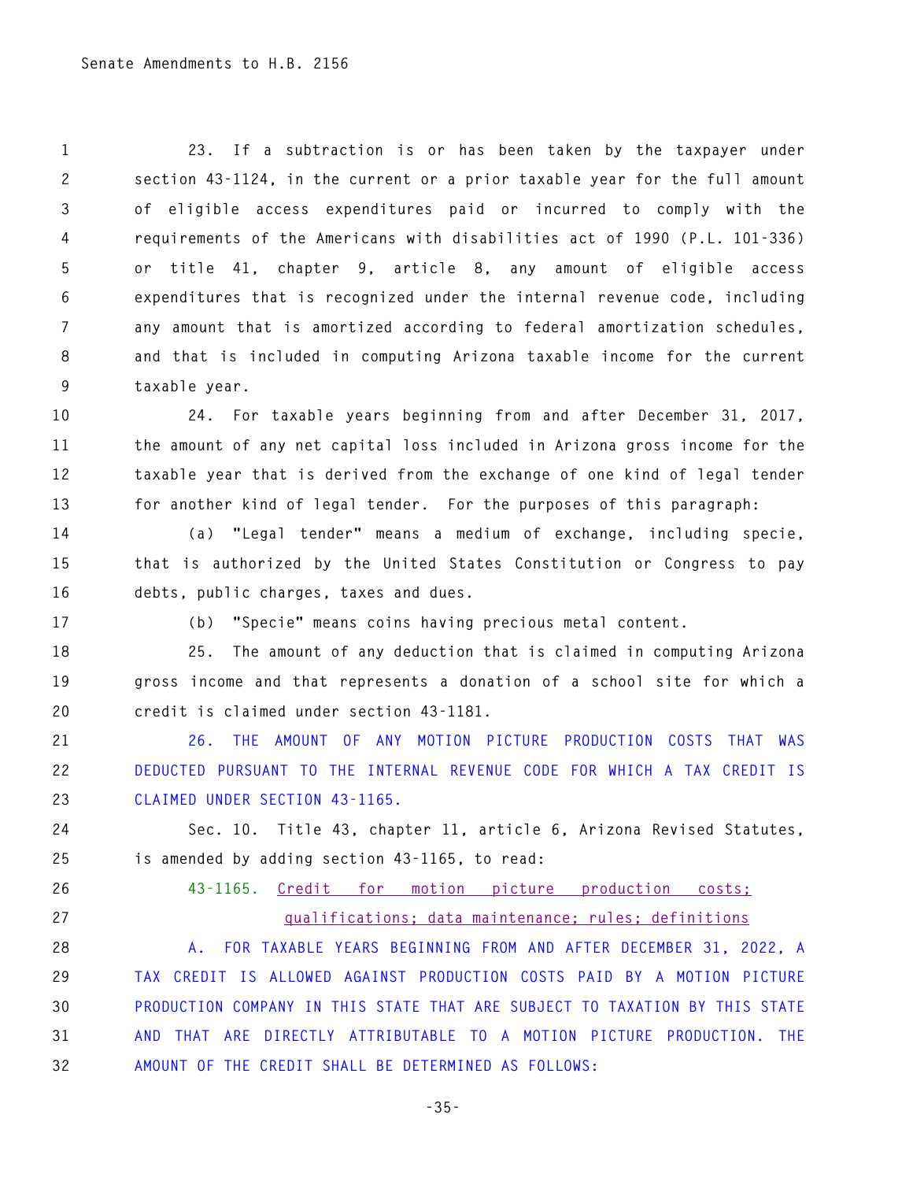23. If a subtraction is or has been taken by the taxpayer under section 43-1124, in the current or a prior taxable year for the full amount of eligible access expenditures paid or incurred to comply with the requirements of the Americans with disabilities act of 1990 (P.L. 101-336) or title 41, chapter 9, article 8, any amount of eligible access expenditures that is recognized under the internal revenue code, including any amount that is amortized according to federal amortization schedules, and that is included in computing Arizona taxable income for the current taxable year.

24. For taxable years beginning from and after December 31, 2017, the amount of any net capital loss included in Arizona gross income for the taxable year that is derived from the exchange of one kind of legal tender for another kind of legal tender. For the purposes of this paragraph:

(a) "Legal tender" means a medium of exchange, including specie, that is authorized by the United States Constitution or Congress to pay debts, public charges, taxes and dues.

(b) "Specie" means coins having precious metal content.

25. The amount of any deduction that is claimed in computing Arizona gross income and that represents a donation of a school site for which a credit is claimed under section 43-1181.

26. THE AMOUNT OF ANY MOTION PICTURE PRODUCTION COSTS THAT WAS DEDUCTED PURSUANT TO THE INTERNAL REVENUE CODE FOR WHICH A TAX CREDIT IS CLAIMED UNDER SECTION 43-1165.

Sec. 10. Title 43, chapter 11, article 6, Arizona Revised Statutes, is amended by adding section 43-1165, to read:

43-1165. Credit for motion picture production costs; qualifications; data maintenance; rules; definitions

A. FOR TAXABLE YEARS BEGINNING FROM AND AFTER DECEMBER 31, 2022, A TAX CREDIT IS ALLOWED AGAINST PRODUCTION COSTS PAID BY A MOTION PICTURE PRODUCTION COMPANY IN THIS STATE THAT ARE SUBJECT TO TAXATION BY THIS STATE AND THAT ARE DIRECTLY ATTRIBUTABLE TO A MOTION PICTURE PRODUCTION. THE AMOUNT OF THE CREDIT SHALL BE DETERMINED AS FOLLOWS: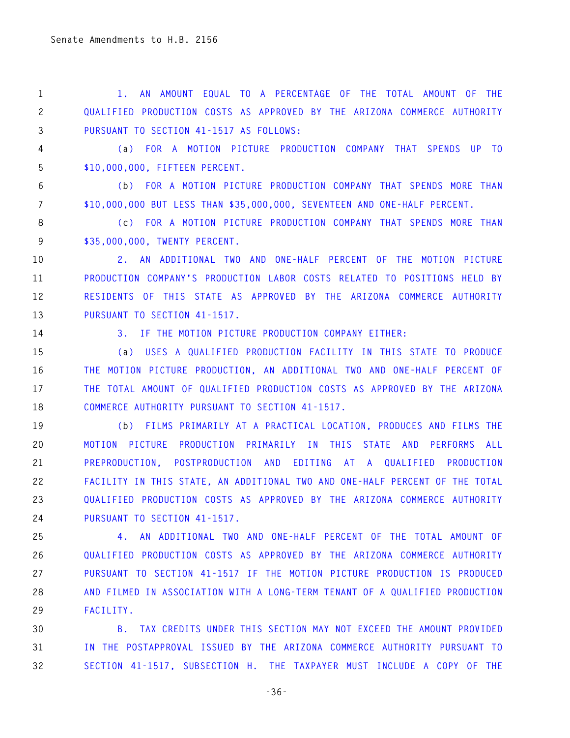1. AN AMOUNT EQUAL TO A PERCENTAGE OF THE TOTAL AMOUNT OF THE QUALIFIED PRODUCTION COSTS AS APPROVED BY THE ARIZONA COMMERCE AUTHORITY PURSUANT TO SECTION 41-1517 AS FOLLOWS:

(a) FOR A MOTION PICTURE PRODUCTION COMPANY THAT SPENDS UP TO $10,000,000, FIFTEEN PERCENT.

(b) FOR A MOTION PICTURE PRODUCTION COMPANY THAT SPENDS MORE THAN $10,000,000 BUT LESS THAN $35,000,000, SEVENTEEN AND ONE-HALF PERCENT.

(c) FOR A MOTION PICTURE PRODUCTION COMPANY THAT SPENDS MORE THAN $35,000,000, TWENTY PERCENT.

2. AN ADDITIONAL TWO AND ONE-HALF PERCENT OF THE MOTION PICTURE PRODUCTION COMPANY'S PRODUCTION LABOR COSTS RELATED TO POSITIONS HELD BY RESIDENTS OF THIS STATE AS APPROVED BY THE ARIZONA COMMERCE AUTHORITY PURSUANT TO SECTION 41-1517.

3. IF THE MOTION PICTURE PRODUCTION COMPANY EITHER:

(a) USES A QUALIFIED PRODUCTION FACILITY IN THIS STATE TO PRODUCE THE MOTION PICTURE PRODUCTION, AN ADDITIONAL TWO AND ONE-HALF PERCENT OF THE TOTAL AMOUNT OF QUALIFIED PRODUCTION COSTS AS APPROVED BY THE ARIZONA COMMERCE AUTHORITY PURSUANT TO SECTION 41-1517.

(b) FILMS PRIMARILY AT A PRACTICAL LOCATION, PRODUCES AND FILMS THE MOTION PICTURE PRODUCTION PRIMARILY IN THIS STATE AND PERFORMS ALL PREPRODUCTION, POSTPRODUCTION AND EDITING AT A QUALIFIED PRODUCTION FACILITY IN THIS STATE, AN ADDITIONAL TWO AND ONE-HALF PERCENT OF THE TOTAL QUALIFIED PRODUCTION COSTS AS APPROVED BY THE ARIZONA COMMERCE AUTHORITY PURSUANT TO SECTION 41-1517.

4. AN ADDITIONAL TWO AND ONE-HALF PERCENT OF THE TOTAL AMOUNT OF QUALIFIED PRODUCTION COSTS AS APPROVED BY THE ARIZONA COMMERCE AUTHORITY PURSUANT TO SECTION 41-1517 IF THE MOTION PICTURE PRODUCTION IS PRODUCED AND FILMED IN ASSOCIATION WITH A LONG-TERM TENANT OF A QUALIFIED PRODUCTION FACILITY.

B. TAX CREDITS UNDER THIS SECTION MAY NOT EXCEED THE AMOUNT PROVIDED IN THE POSTAPPROVAL ISSUED BY THE ARIZONA COMMERCE AUTHORITY PURSUANT TO SECTION 41-1517, SUBSECTION H. THE TAXPAYER MUST INCLUDE A COPY OF THE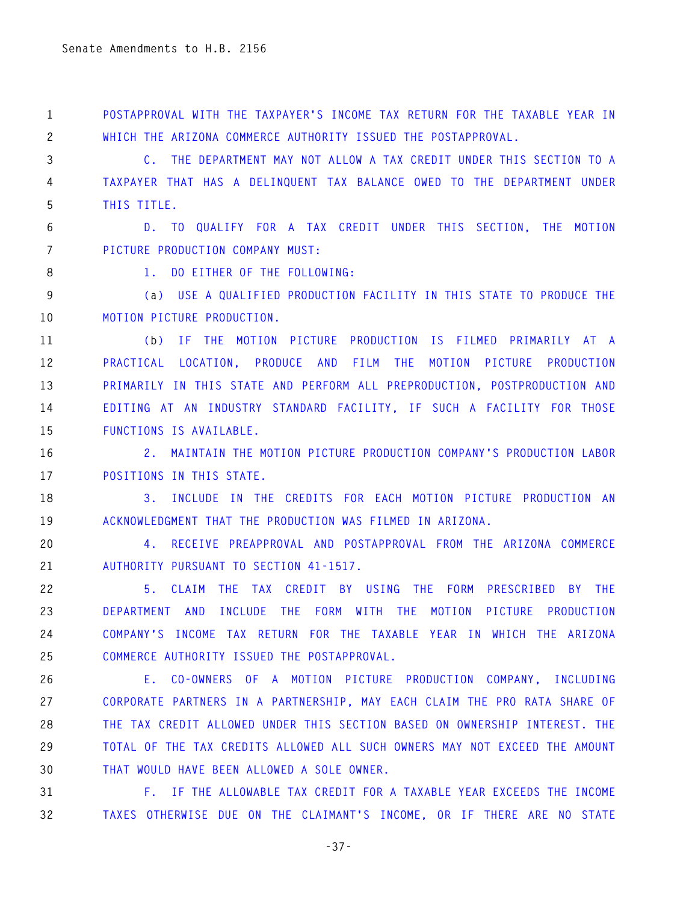POSTAPPROVAL WITH THE TAXPAYER'S INCOME TAX RETURN FOR THE TAXABLE YEAR IN WHICH THE ARIZONA COMMERCE AUTHORITY ISSUED THE POSTAPPROVAL.

C. THE DEPARTMENT MAY NOT ALLOW A TAX CREDIT UNDER THIS SECTION TO A TAXPAYER THAT HAS A DELINQUENT TAX BALANCE OWED TO THE DEPARTMENT UNDER THIS TITLE.

D. TO QUALIFY FOR A TAX CREDIT UNDER THIS SECTION, THE MOTION PICTURE PRODUCTION COMPANY MUST:

1. DO EITHER OF THE FOLLOWING:

(a) USE A QUALIFIED PRODUCTION FACILITY IN THIS STATE TO PRODUCE THE MOTION PICTURE PRODUCTION.

(b) IF THE MOTION PICTURE PRODUCTION IS FILMED PRIMARILY AT A PRACTICAL LOCATION, PRODUCE AND FILM THE MOTION PICTURE PRODUCTION PRIMARILY IN THIS STATE AND PERFORM ALL PREPRODUCTION, POSTPRODUCTION AND EDITING AT AN INDUSTRY STANDARD FACILITY, IF SUCH A FACILITY FOR THOSE FUNCTIONS IS AVAILABLE.

2. MAINTAIN THE MOTION PICTURE PRODUCTION COMPANY'S PRODUCTION LABOR POSITIONS IN THIS STATE.

3. INCLUDE IN THE CREDITS FOR EACH MOTION PICTURE PRODUCTION AN ACKNOWLEDGMENT THAT THE PRODUCTION WAS FILMED IN ARIZONA.

4. RECEIVE PREAPPROVAL AND POSTAPPROVAL FROM THE ARIZONA COMMERCE AUTHORITY PURSUANT TO SECTION 41-1517.

5. CLAIM THE TAX CREDIT BY USING THE FORM PRESCRIBED BY THE DEPARTMENT AND INCLUDE THE FORM WITH THE MOTION PICTURE PRODUCTION COMPANY'S INCOME TAX RETURN FOR THE TAXABLE YEAR IN WHICH THE ARIZONA COMMERCE AUTHORITY ISSUED THE POSTAPPROVAL.

E. CO-OWNERS OF A MOTION PICTURE PRODUCTION COMPANY, INCLUDING CORPORATE PARTNERS IN A PARTNERSHIP, MAY EACH CLAIM THE PRO RATA SHARE OF THE TAX CREDIT ALLOWED UNDER THIS SECTION BASED ON OWNERSHIP INTEREST. THE TOTAL OF THE TAX CREDITS ALLOWED ALL SUCH OWNERS MAY NOT EXCEED THE AMOUNT THAT WOULD HAVE BEEN ALLOWED A SOLE OWNER.

F. IF THE ALLOWABLE TAX CREDIT FOR A TAXABLE YEAR EXCEEDS THE INCOME TAXES OTHERWISE DUE ON THE CLAIMANT'S INCOME, OR IF THERE ARE NO STATE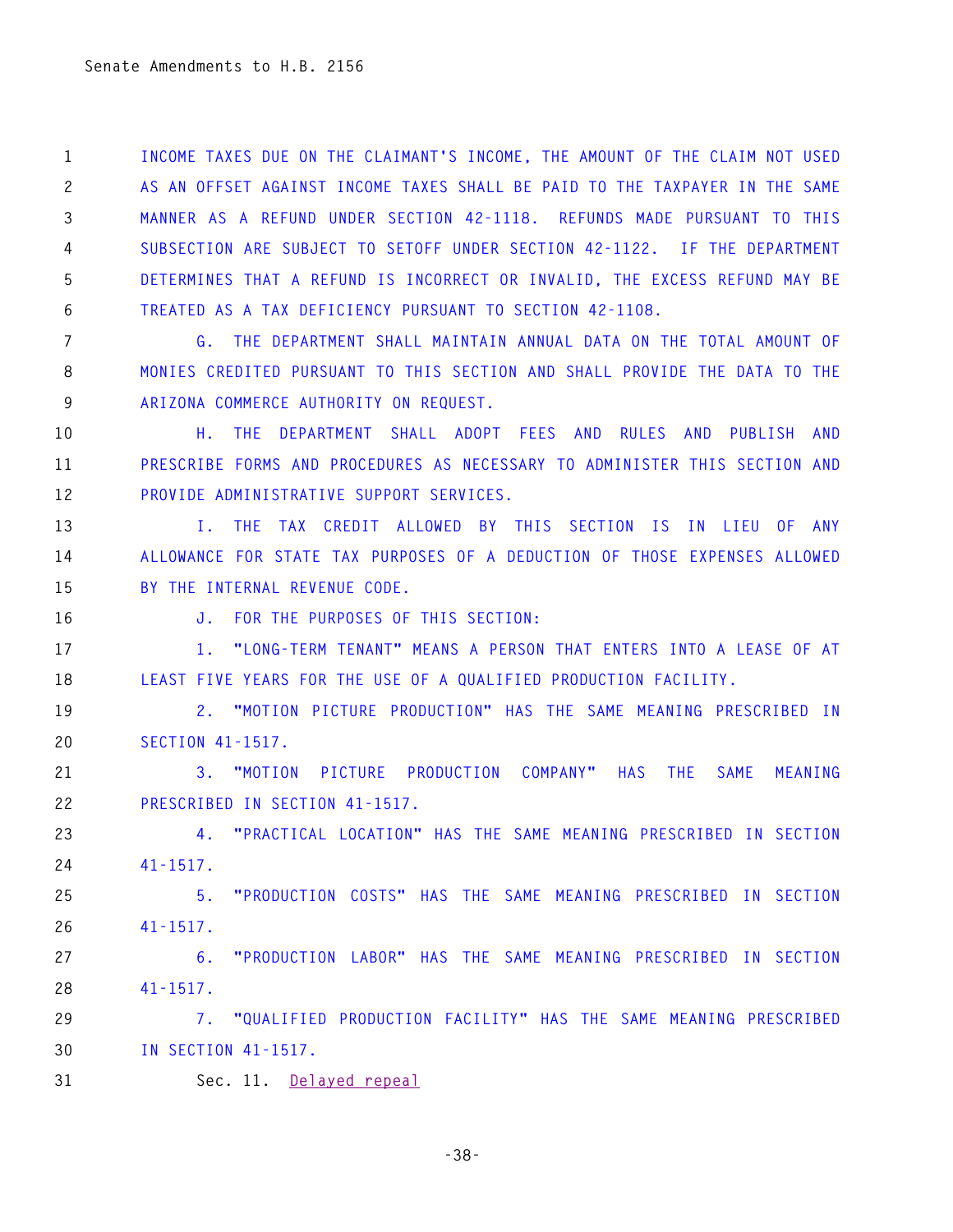INCOME TAXES DUE ON THE CLAIMANT'S INCOME, THE AMOUNT OF THE CLAIM NOT USED AS AN OFFSET AGAINST INCOME TAXES SHALL BE PAID TO THE TAXPAYER IN THE SAME MANNER AS A REFUND UNDER SECTION 42-1118. REFUNDS MADE PURSUANT TO THIS SUBSECTION ARE SUBJECT TO SETOFF UNDER SECTION 42-1122. IF THE DEPARTMENT DETERMINES THAT A REFUND IS INCORRECT OR INVALID, THE EXCESS REFUND MAY BE TREATED AS A TAX DEFICIENCY PURSUANT TO SECTION 42-1108.

G. THE DEPARTMENT SHALL MAINTAIN ANNUAL DATA ON THE TOTAL AMOUNT OF MONIES CREDITED PURSUANT TO THIS SECTION AND SHALL PROVIDE THE DATA TO THE ARIZONA COMMERCE AUTHORITY ON REQUEST.

H. THE DEPARTMENT SHALL ADOPT FEES AND RULES AND PUBLISH AND PRESCRIBE FORMS AND PROCEDURES AS NECESSARY TO ADMINISTER THIS SECTION AND PROVIDE ADMINISTRATIVE SUPPORT SERVICES.

I. THE TAX CREDIT ALLOWED BY THIS SECTION IS IN LIEU OF ANY ALLOWANCE FOR STATE TAX PURPOSES OF A DEDUCTION OF THOSE EXPENSES ALLOWED BY THE INTERNAL REVENUE CODE.

J. FOR THE PURPOSES OF THIS SECTION:

1. "LONG-TERM TENANT" MEANS A PERSON THAT ENTERS INTO A LEASE OF AT LEAST FIVE YEARS FOR THE USE OF A QUALIFIED PRODUCTION FACILITY.

2. "MOTION PICTURE PRODUCTION" HAS THE SAME MEANING PRESCRIBED IN SECTION 41-1517.

3. "MOTION PICTURE PRODUCTION COMPANY" HAS THE SAME MEANING PRESCRIBED IN SECTION 41-1517.

4. "PRACTICAL LOCATION" HAS THE SAME MEANING PRESCRIBED IN SECTION 41-1517.

5. "PRODUCTION COSTS" HAS THE SAME MEANING PRESCRIBED IN SECTION 41-1517.

6. "PRODUCTION LABOR" HAS THE SAME MEANING PRESCRIBED IN SECTION 41-1517.

7. "QUALIFIED PRODUCTION FACILITY" HAS THE SAME MEANING PRESCRIBED IN SECTION 41-1517.

Sec. 11. Delayed repeal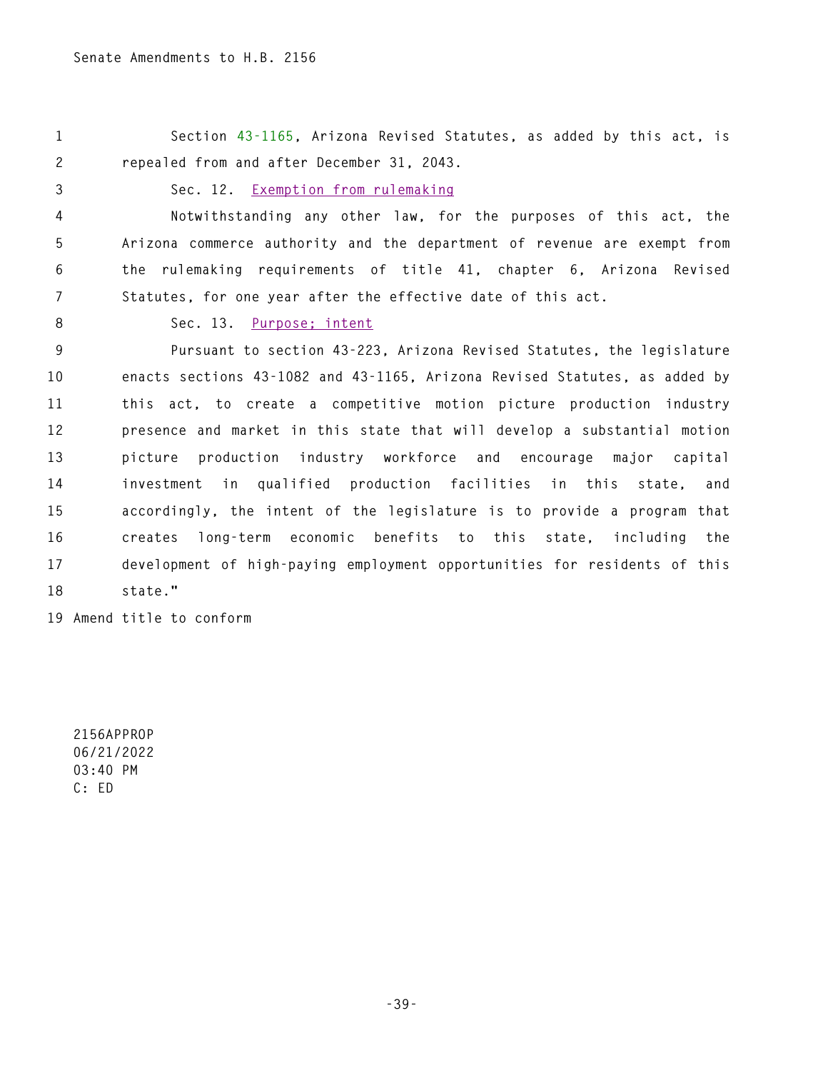Section 43-1165, Arizona Revised Statutes, as added by this act, is repealed from and after December 31, 2043.

Sec. 12. Exemption from rulemaking

Notwithstanding any other law, for the purposes of this act, the Arizona commerce authority and the department of revenue are exempt from the rulemaking requirements of title 41, chapter 6, Arizona Revised Statutes, for one year after the effective date of this act.

Sec. 13. Purpose; intent

Pursuant to section 43-223, Arizona Revised Statutes, the legislature enacts sections 43-1082 and 43-1165, Arizona Revised Statutes, as added by this act, to create a competitive motion picture production industry presence and market in this state that will develop a substantial motion picture production industry workforce and encourage major capital investment in qualified production facilities in this state, and accordingly, the intent of the legislature is to provide a program that creates long-term economic benefits to this state, including the development of high-paying employment opportunities for residents of this state."

Amend title to conform

2156APPROP
06/21/2022
03:40 PM
C: ED